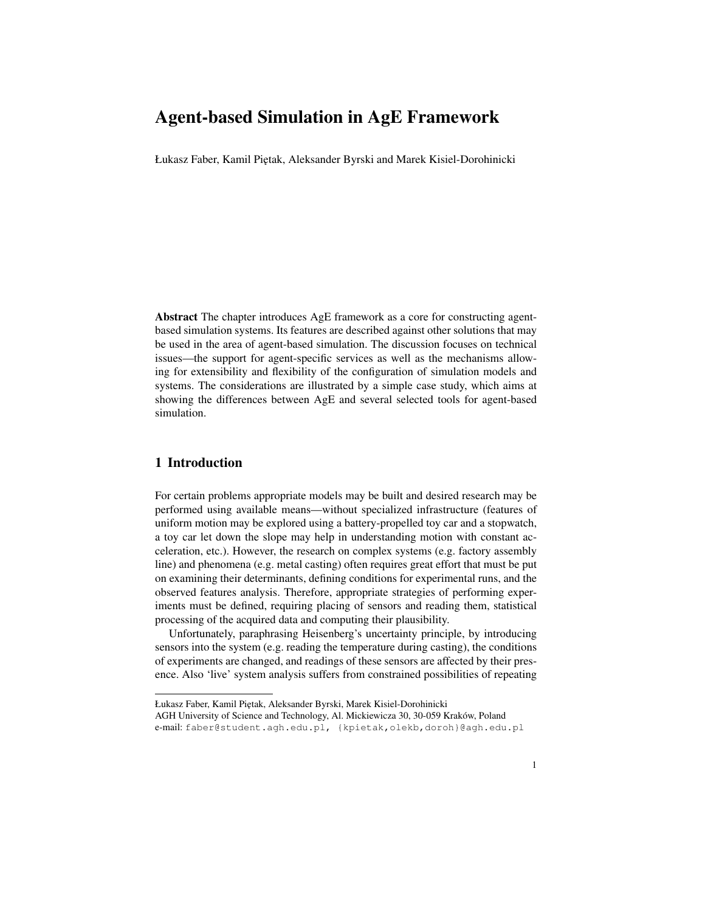# Agent-based Simulation in AgE Framework

Łukasz Faber, Kamil Piętak, Aleksander Byrski and Marek Kisiel-Dorohinicki

**Abstract** The chapter introduces AgE framework as a core for constructing agent-based simulation systems. Its features are described against other solutions that may be used in the area of agent-based simulation. The discussion focuses on technical issues—the support for agent-specific services as well as the mechanisms allowing for extensibility and flexibility of the configuration of simulation models and systems. The considerations are illustrated by a simple case study, which aims at showing the differences between AgE and several selected tools for agent-based simulation.

## 1 Introduction

For certain problems appropriate models may be built and desired research may be performed using available means—without specialized infrastructure (features of uniform motion may be explored using a battery-propelled toy car and a stopwatch, a toy car let down the slope may help in understanding motion with constant acceleration, etc.). However, the research on complex systems (e.g. factory assembly line) and phenomena (e.g. metal casting) often requires great effort that must be put on examining their determinants, defining conditions for experimental runs, and the observed features analysis. Therefore, appropriate strategies of performing experiments must be defined, requiring placing of sensors and reading them, statistical processing of the acquired data and computing their plausibility.

Unfortunately, paraphrasing Heisenberg's uncertainty principle, by introducing sensors into the system (e.g. reading the temperature during casting), the conditions of experiments are changed, and readings of these sensors are affected by their presence. Also 'live' system analysis suffers from constrained possibilities of repeating

---

Łukasz Faber, Kamil Piętak, Aleksander Byrski, Marek Kisiel-Dorohinicki
AGH University of Science and Technology, Al. Mickiewicza 30, 30-059 Kraków, Poland
e-mail: faber@student.agh.edu.pl, {kpietak,olekb,doroh}@agh.edu.pl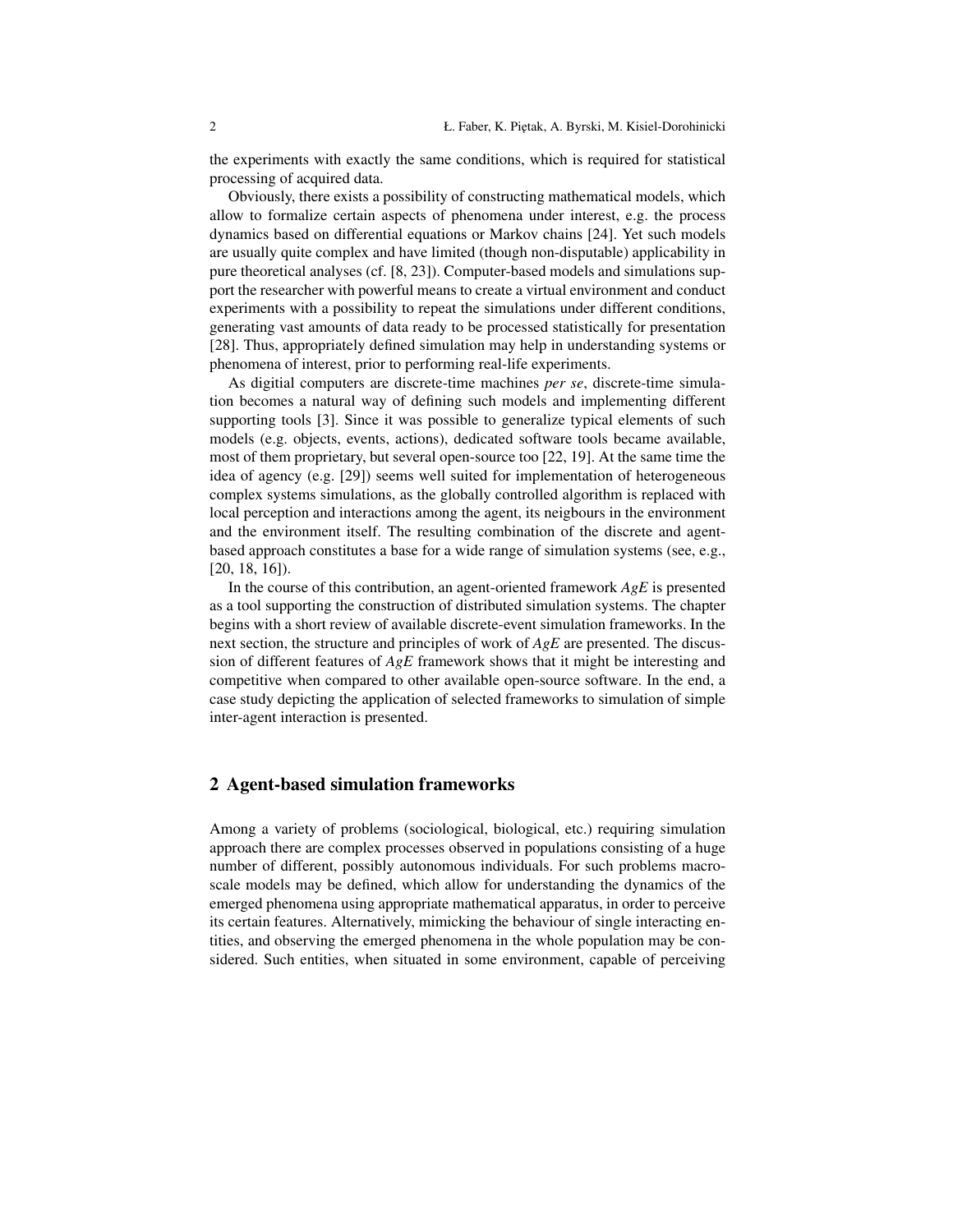the experiments with exactly the same conditions, which is required for statistical processing of acquired data.

Obviously, there exists a possibility of constructing mathematical models, which allow to formalize certain aspects of phenomena under interest, e.g. the process dynamics based on differential equations or Markov chains [24]. Yet such models are usually quite complex and have limited (though non-disputable) applicability in pure theoretical analyses (cf. [8, 23]). Computer-based models and simulations support the researcher with powerful means to create a virtual environment and conduct experiments with a possibility to repeat the simulations under different conditions, generating vast amounts of data ready to be processed statistically for presentation [28]. Thus, appropriately defined simulation may help in understanding systems or phenomena of interest, prior to performing real-life experiments.

As digitial computers are discrete-time machines *per se*, discrete-time simulation becomes a natural way of defining such models and implementing different supporting tools [3]. Since it was possible to generalize typical elements of such models (e.g. objects, events, actions), dedicated software tools became available, most of them proprietary, but several open-source too [22, 19]. At the same time the idea of agency (e.g. [29]) seems well suited for implementation of heterogeneous complex systems simulations, as the globally controlled algorithm is replaced with local perception and interactions among the agent, its neigbours in the environment and the environment itself. The resulting combination of the discrete and agent-based approach constitutes a base for a wide range of simulation systems (see, e.g., [20, 18, 16]).

In the course of this contribution, an agent-oriented framework *AgE* is presented as a tool supporting the construction of distributed simulation systems. The chapter begins with a short review of available discrete-event simulation frameworks. In the next section, the structure and principles of work of *AgE* are presented. The discussion of different features of *AgE* framework shows that it might be interesting and competitive when compared to other available open-source software. In the end, a case study depicting the application of selected frameworks to simulation of simple inter-agent interaction is presented.

## 2 Agent-based simulation frameworks

Among a variety of problems (sociological, biological, etc.) requiring simulation approach there are complex processes observed in populations consisting of a huge number of different, possibly autonomous individuals. For such problems macro-scale models may be defined, which allow for understanding the dynamics of the emerged phenomena using appropriate mathematical apparatus, in order to perceive its certain features. Alternatively, mimicking the behaviour of single interacting entities, and observing the emerged phenomena in the whole population may be considered. Such entities, when situated in some environment, capable of perceiving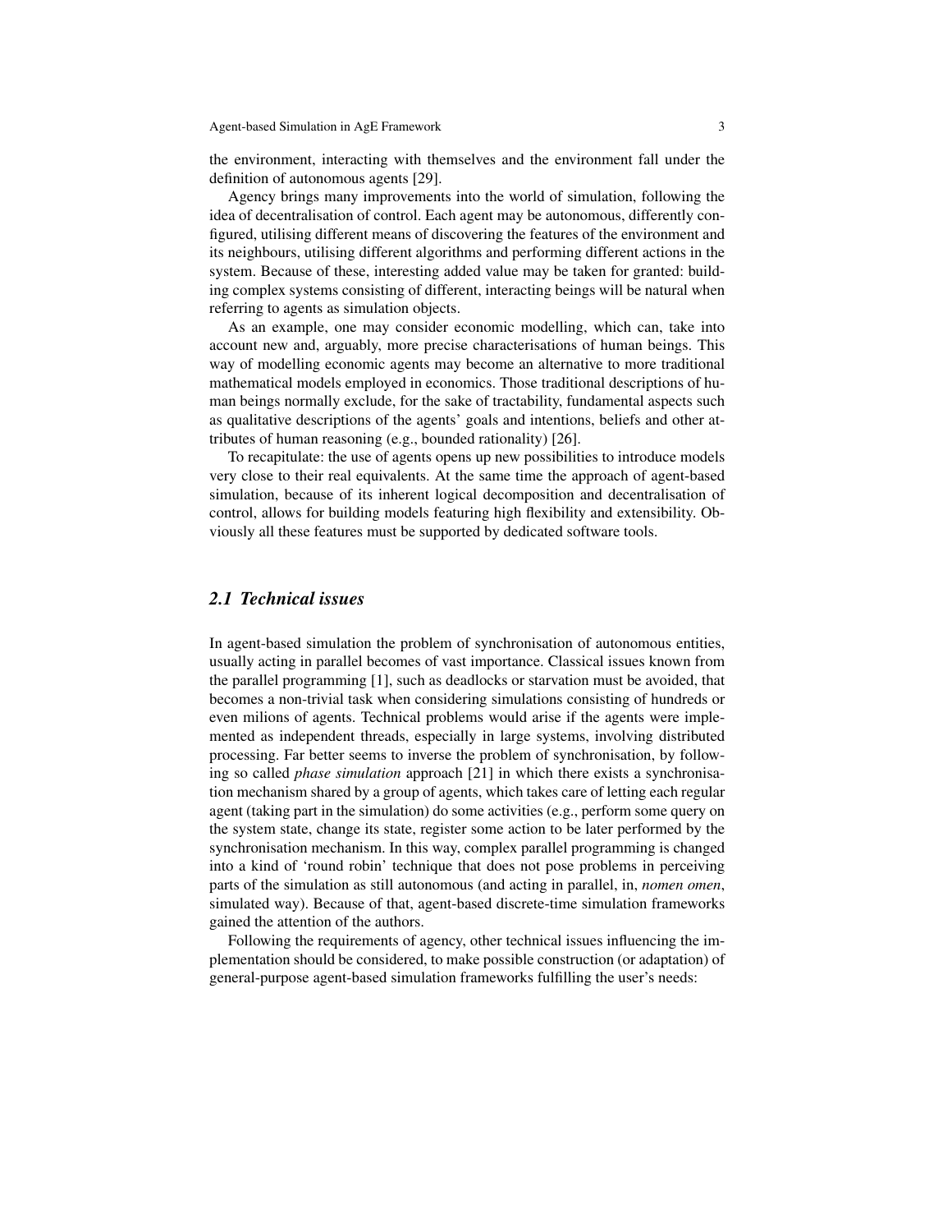the environment, interacting with themselves and the environment fall under the definition of autonomous agents [29].

Agency brings many improvements into the world of simulation, following the idea of decentralisation of control. Each agent may be autonomous, differently configured, utilising different means of discovering the features of the environment and its neighbours, utilising different algorithms and performing different actions in the system. Because of these, interesting added value may be taken for granted: building complex systems consisting of different, interacting beings will be natural when referring to agents as simulation objects.

As an example, one may consider economic modelling, which can, take into account new and, arguably, more precise characterisations of human beings. This way of modelling economic agents may become an alternative to more traditional mathematical models employed in economics. Those traditional descriptions of human beings normally exclude, for the sake of tractability, fundamental aspects such as qualitative descriptions of the agents' goals and intentions, beliefs and other attributes of human reasoning (e.g., bounded rationality) [26].

To recapitulate: the use of agents opens up new possibilities to introduce models very close to their real equivalents. At the same time the approach of agent-based simulation, because of its inherent logical decomposition and decentralisation of control, allows for building models featuring high flexibility and extensibility. Obviously all these features must be supported by dedicated software tools.

## 2.1 Technical issues

In agent-based simulation the problem of synchronisation of autonomous entities, usually acting in parallel becomes of vast importance. Classical issues known from the parallel programming [1], such as deadlocks or starvation must be avoided, that becomes a non-trivial task when considering simulations consisting of hundreds or even milions of agents. Technical problems would arise if the agents were implemented as independent threads, especially in large systems, involving distributed processing. Far better seems to inverse the problem of synchronisation, by following so called *phase simulation* approach [21] in which there exists a synchronisation mechanism shared by a group of agents, which takes care of letting each regular agent (taking part in the simulation) do some activities (e.g., perform some query on the system state, change its state, register some action to be later performed by the synchronisation mechanism. In this way, complex parallel programming is changed into a kind of 'round robin' technique that does not pose problems in perceiving parts of the simulation as still autonomous (and acting in parallel, in, *nomen omen*, simulated way). Because of that, agent-based discrete-time simulation frameworks gained the attention of the authors.

Following the requirements of agency, other technical issues influencing the implementation should be considered, to make possible construction (or adaptation) of general-purpose agent-based simulation frameworks fulfilling the user's needs: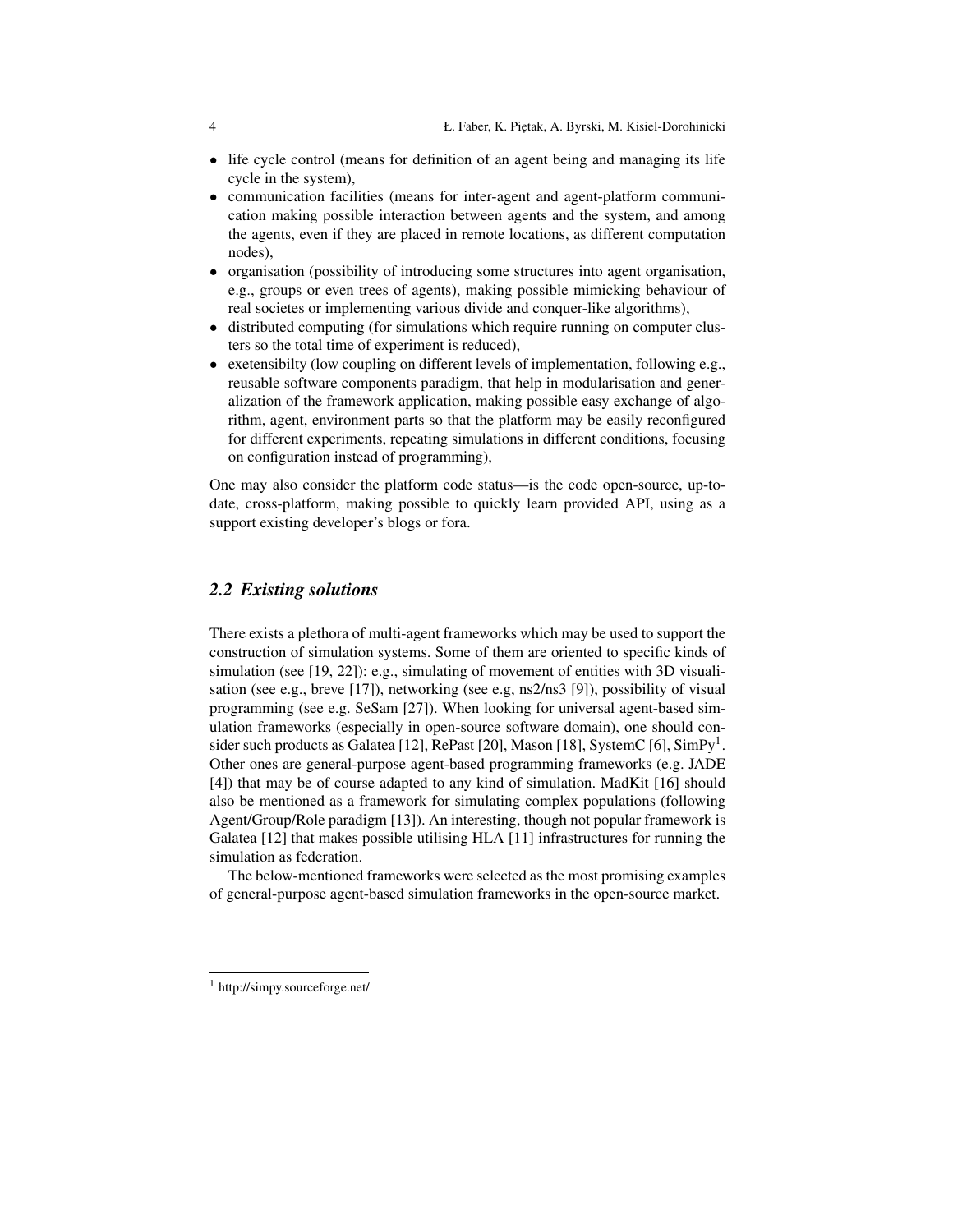- life cycle control (means for definition of an agent being and managing its life cycle in the system),
- communication facilities (means for inter-agent and agent-platform communication making possible interaction between agents and the system, and among the agents, even if they are placed in remote locations, as different computation nodes),
- organisation (possibility of introducing some structures into agent organisation, e.g., groups or even trees of agents), making possible mimicking behaviour of real societes or implementing various divide and conquer-like algorithms),
- distributed computing (for simulations which require running on computer clusters so the total time of experiment is reduced),
- exetensibilty (low coupling on different levels of implementation, following e.g., reusable software components paradigm, that help in modularisation and generalization of the framework application, making possible easy exchange of algorithm, agent, environment parts so that the platform may be easily reconfigured for different experiments, repeating simulations in different conditions, focusing on configuration instead of programming),

One may also consider the platform code status—is the code open-source, up-to-date, cross-platform, making possible to quickly learn provided API, using as a support existing developer's blogs or fora.

### *2.2 Existing solutions*

There exists a plethora of multi-agent frameworks which may be used to support the construction of simulation systems. Some of them are oriented to specific kinds of simulation (see [19, 22]): e.g., simulating of movement of entities with 3D visualisation (see e.g., breve [17]), networking (see e.g, ns2/ns3 [9]), possibility of visual programming (see e.g. SeSam [27]). When looking for universal agent-based simulation frameworks (especially in open-source software domain), one should consider such products as Galatea [12], RePast [20], Mason [18], SystemC [6], SimPy[1]. Other ones are general-purpose agent-based programming frameworks (e.g. JADE [4]) that may be of course adapted to any kind of simulation. MadKit [16] should also be mentioned as a framework for simulating complex populations (following Agent/Group/Role paradigm [13]). An interesting, though not popular framework is Galatea [12] that makes possible utilising HLA [11] infrastructures for running the simulation as federation.

The below-mentioned frameworks were selected as the most promising examples of general-purpose agent-based simulation frameworks in the open-source market.

[1] http://simpy.sourceforge.net/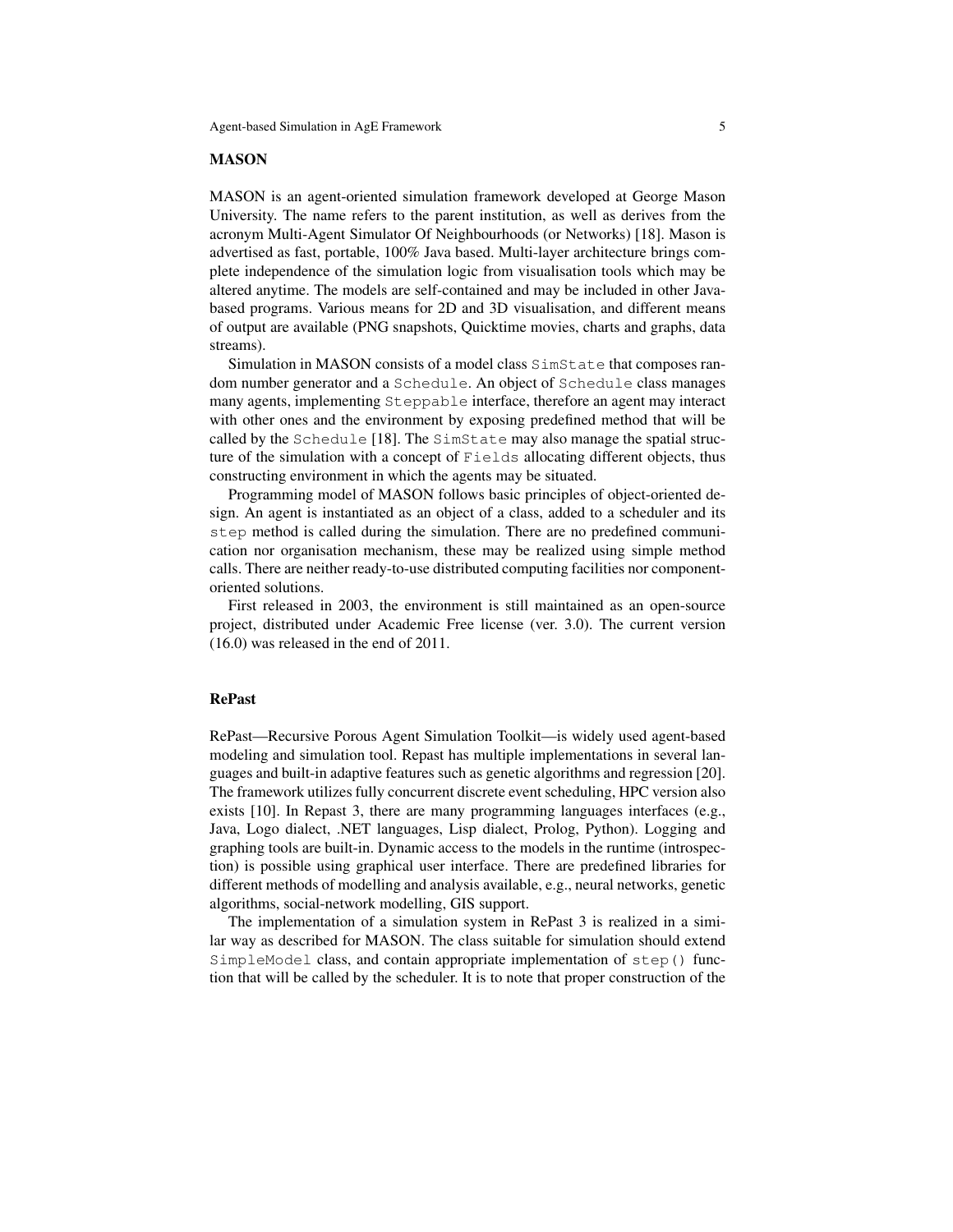### MASON

MASON is an agent-oriented simulation framework developed at George Mason University. The name refers to the parent institution, as well as derives from the acronym Multi-Agent Simulator Of Neighbourhoods (or Networks) [18]. Mason is advertised as fast, portable, 100% Java based. Multi-layer architecture brings complete independence of the simulation logic from visualisation tools which may be altered anytime. The models are self-contained and may be included in other Java-based programs. Various means for 2D and 3D visualisation, and different means of output are available (PNG snapshots, Quicktime movies, charts and graphs, data streams).

Simulation in MASON consists of a model class `SimState` that composes random number generator and a `Schedule`. An object of `Schedule` class manages many agents, implementing `Steppable` interface, therefore an agent may interact with other ones and the environment by exposing predefined method that will be called by the `Schedule` [18]. The `SimState` may also manage the spatial structure of the simulation with a concept of `Fields` allocating different objects, thus constructing environment in which the agents may be situated.

Programming model of MASON follows basic principles of object-oriented design. An agent is instantiated as an object of a class, added to a scheduler and its `step` method is called during the simulation. There are no predefined communication nor organisation mechanism, these may be realized using simple method calls. There are neither ready-to-use distributed computing facilities nor component-oriented solutions.

First released in 2003, the environment is still maintained as an open-source project, distributed under Academic Free license (ver. 3.0). The current version (16.0) was released in the end of 2011.

### RePast

RePast—Recursive Porous Agent Simulation Toolkit—is widely used agent-based modeling and simulation tool. Repast has multiple implementations in several languages and built-in adaptive features such as genetic algorithms and regression [20]. The framework utilizes fully concurrent discrete event scheduling, HPC version also exists [10]. In Repast 3, there are many programming languages interfaces (e.g., Java, Logo dialect, .NET languages, Lisp dialect, Prolog, Python). Logging and graphing tools are built-in. Dynamic access to the models in the runtime (introspection) is possible using graphical user interface. There are predefined libraries for different methods of modelling and analysis available, e.g., neural networks, genetic algorithms, social-network modelling, GIS support.

The implementation of a simulation system in RePast 3 is realized in a similar way as described for MASON. The class suitable for simulation should extend `SimpleModel` class, and contain appropriate implementation of `step()` function that will be called by the scheduler. It is to note that proper construction of the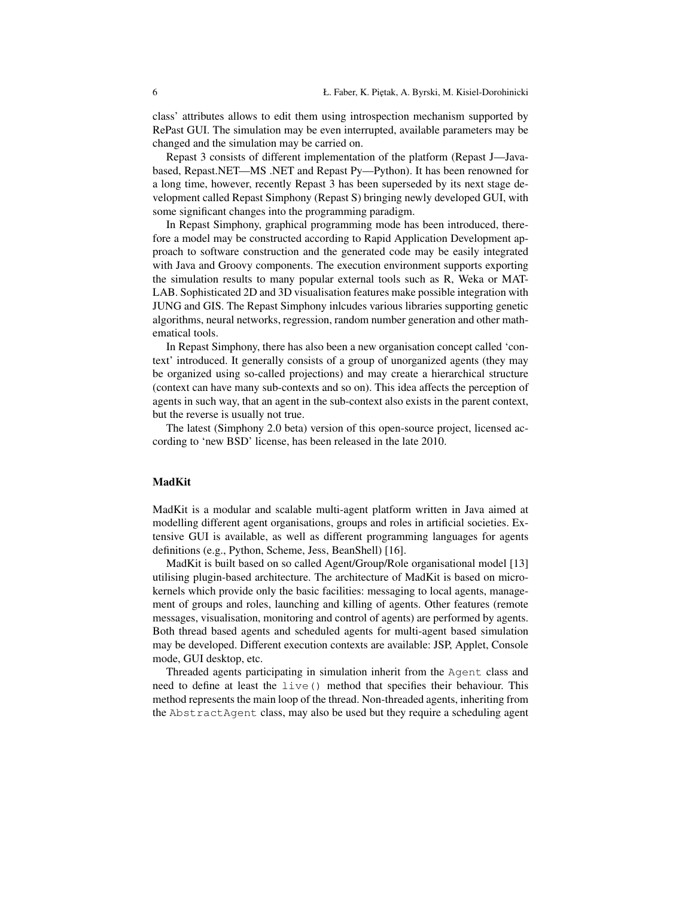class' attributes allows to edit them using introspection mechanism supported by RePast GUI. The simulation may be even interrupted, available parameters may be changed and the simulation may be carried on.

Repast 3 consists of different implementation of the platform (Repast J—Java-based, Repast.NET—MS .NET and Repast Py—Python). It has been renowned for a long time, however, recently Repast 3 has been superseded by its next stage development called Repast Simphony (Repast S) bringing newly developed GUI, with some significant changes into the programming paradigm.

In Repast Simphony, graphical programming mode has been introduced, therefore a model may be constructed according to Rapid Application Development approach to software construction and the generated code may be easily integrated with Java and Groovy components. The execution environment supports exporting the simulation results to many popular external tools such as R, Weka or MATLAB. Sophisticated 2D and 3D visualisation features make possible integration with JUNG and GIS. The Repast Simphony inlcudes various libraries supporting genetic algorithms, neural networks, regression, random number generation and other mathematical tools.

In Repast Simphony, there has also been a new organisation concept called 'context' introduced. It generally consists of a group of unorganized agents (they may be organized using so-called projections) and may create a hierarchical structure (context can have many sub-contexts and so on). This idea affects the perception of agents in such way, that an agent in the sub-context also exists in the parent context, but the reverse is usually not true.

The latest (Simphony 2.0 beta) version of this open-source project, licensed according to 'new BSD' license, has been released in the late 2010.

### MadKit

MadKit is a modular and scalable multi-agent platform written in Java aimed at modelling different agent organisations, groups and roles in artificial societies. Extensive GUI is available, as well as different programming languages for agents definitions (e.g., Python, Scheme, Jess, BeanShell) [16].

MadKit is built based on so called Agent/Group/Role organisational model [13] utilising plugin-based architecture. The architecture of MadKit is based on micro-kernels which provide only the basic facilities: messaging to local agents, management of groups and roles, launching and killing of agents. Other features (remote messages, visualisation, monitoring and control of agents) are performed by agents. Both thread based agents and scheduled agents for multi-agent based simulation may be developed. Different execution contexts are available: JSP, Applet, Console mode, GUI desktop, etc.

Threaded agents participating in simulation inherit from the `Agent` class and need to define at least the `live()` method that specifies their behaviour. This method represents the main loop of the thread. Non-threaded agents, inheriting from the `AbstractAgent` class, may also be used but they require a scheduling agent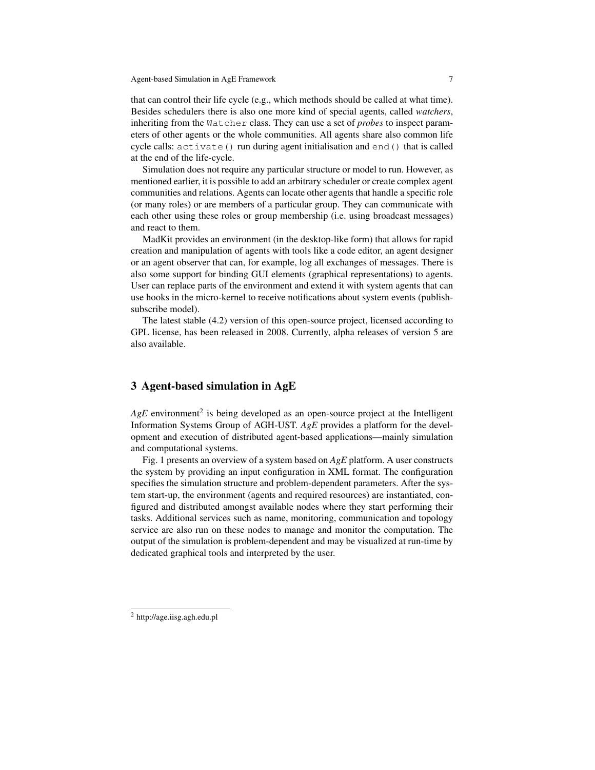that can control their life cycle (e.g., which methods should be called at what time). Besides schedulers there is also one more kind of special agents, called *watchers*, inheriting from the `Watcher` class. They can use a set of *probes* to inspect parameters of other agents or the whole communities. All agents share also common life cycle calls: `activate()` run during agent initialisation and `end()` that is called at the end of the life-cycle.

Simulation does not require any particular structure or model to run. However, as mentioned earlier, it is possible to add an arbitrary scheduler or create complex agent communities and relations. Agents can locate other agents that handle a specific role (or many roles) or are members of a particular group. They can communicate with each other using these roles or group membership (i.e. using broadcast messages) and react to them.

MadKit provides an environment (in the desktop-like form) that allows for rapid creation and manipulation of agents with tools like a code editor, an agent designer or an agent observer that can, for example, log all exchanges of messages. There is also some support for binding GUI elements (graphical representations) to agents. User can replace parts of the environment and extend it with system agents that can use hooks in the micro-kernel to receive notifications about system events (publish-subscribe model).

The latest stable (4.2) version of this open-source project, licensed according to GPL license, has been released in 2008. Currently, alpha releases of version 5 are also available.

## 3 Agent-based simulation in AgE

*AgE* environment[2] is being developed as an open-source project at the Intelligent Information Systems Group of AGH-UST. *AgE* provides a platform for the development and execution of distributed agent-based applications—mainly simulation and computational systems.

Fig. 1 presents an overview of a system based on *AgE* platform. A user constructs the system by providing an input configuration in XML format. The configuration specifies the simulation structure and problem-dependent parameters. After the system start-up, the environment (agents and required resources) are instantiated, configured and distributed amongst available nodes where they start performing their tasks. Additional services such as name, monitoring, communication and topology service are also run on these nodes to manage and monitor the computation. The output of the simulation is problem-dependent and may be visualized at run-time by dedicated graphical tools and interpreted by the user.

[2] http://age.iisg.agh.edu.pl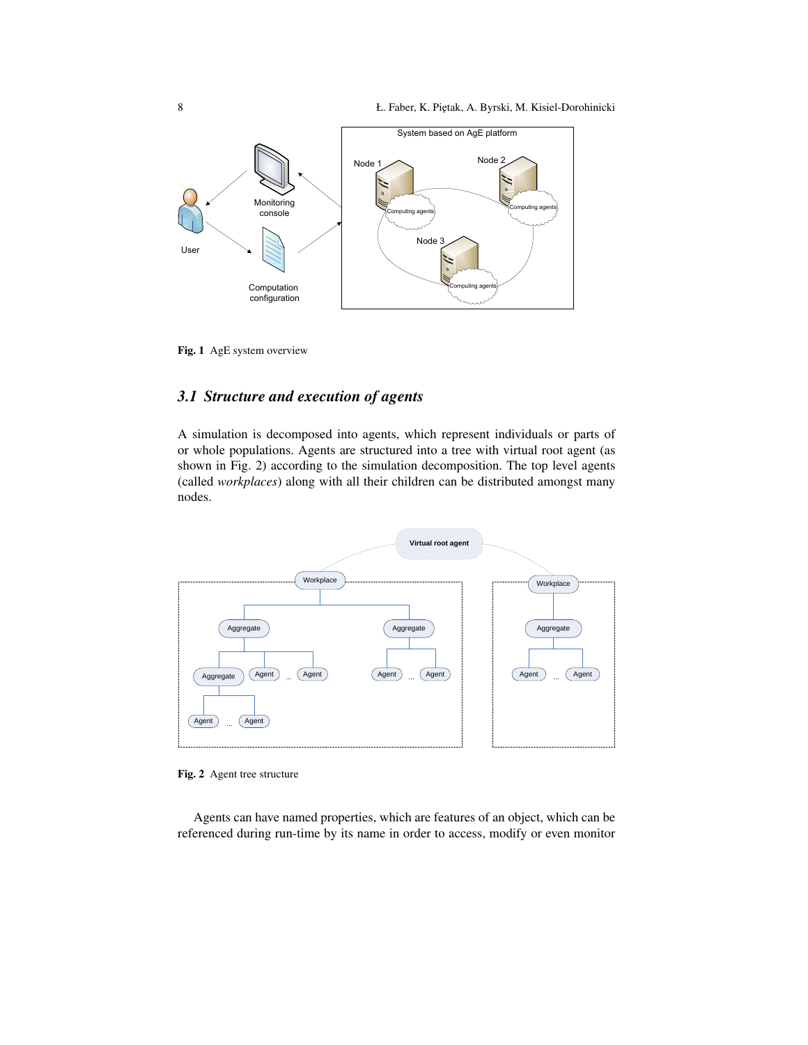Fig. 1 AgE system overview

### 3.1 Structure and execution of agents

A simulation is decomposed into agents, which represent individuals or parts of or whole populations. Agents are structured into a tree with virtual root agent (as shown in Fig. 2) according to the simulation decomposition. The top level agents (called *workplaces*) along with all their children can be distributed amongst many nodes.

Fig. 2 Agent tree structure

Agents can have named properties, which are features of an object, which can be referenced during run-time by its name in order to access, modify or even monitor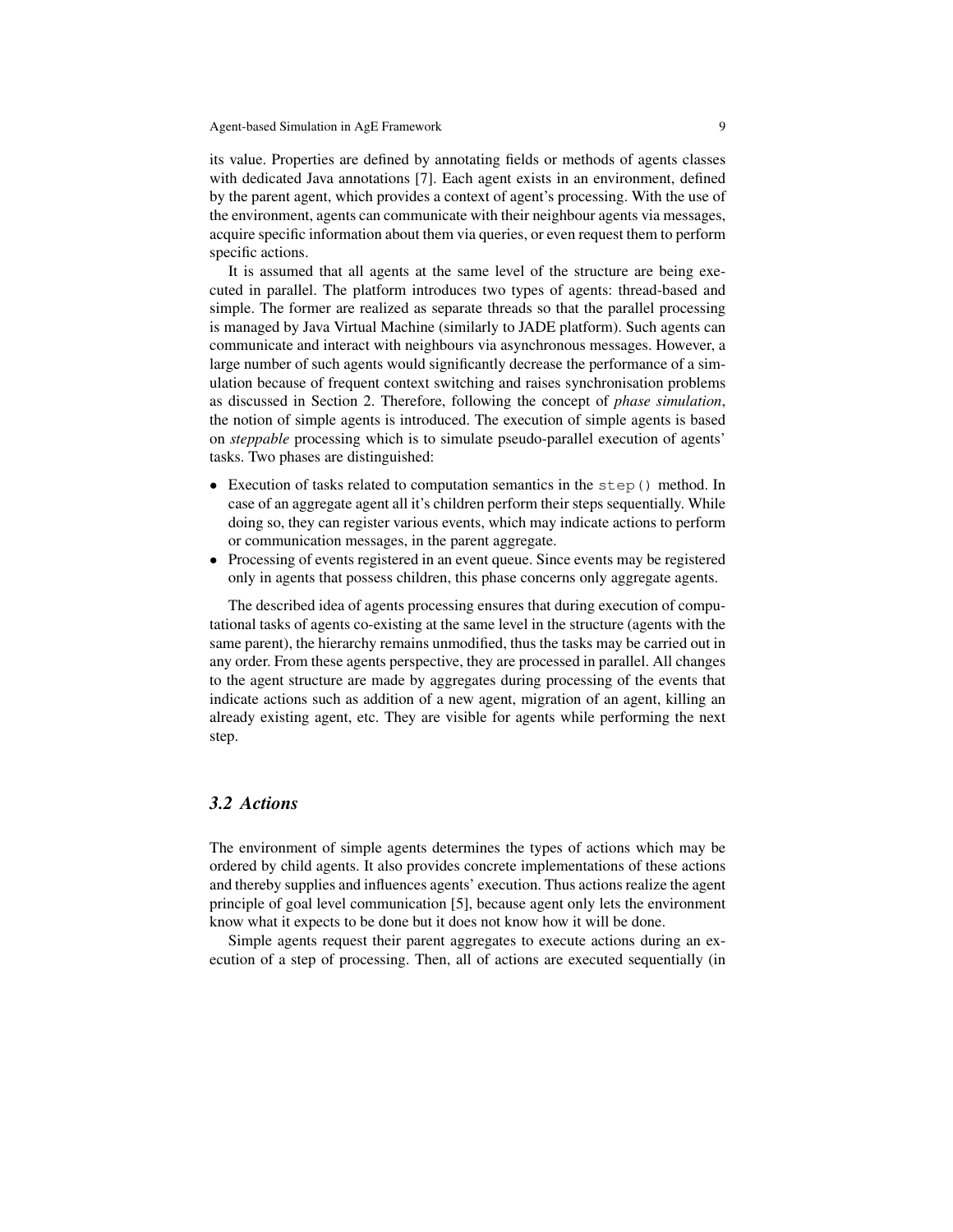its value. Properties are defined by annotating fields or methods of agents classes with dedicated Java annotations [7]. Each agent exists in an environment, defined by the parent agent, which provides a context of agent's processing. With the use of the environment, agents can communicate with their neighbour agents via messages, acquire specific information about them via queries, or even request them to perform specific actions.

It is assumed that all agents at the same level of the structure are being executed in parallel. The platform introduces two types of agents: thread-based and simple. The former are realized as separate threads so that the parallel processing is managed by Java Virtual Machine (similarly to JADE platform). Such agents can communicate and interact with neighbours via asynchronous messages. However, a large number of such agents would significantly decrease the performance of a simulation because of frequent context switching and raises synchronisation problems as discussed in Section 2. Therefore, following the concept of *phase simulation*, the notion of simple agents is introduced. The execution of simple agents is based on *steppable* processing which is to simulate pseudo-parallel execution of agents' tasks. Two phases are distinguished:

- Execution of tasks related to computation semantics in the `step()` method. In case of an aggregate agent all it's children perform their steps sequentially. While doing so, they can register various events, which may indicate actions to perform or communication messages, in the parent aggregate.
- Processing of events registered in an event queue. Since events may be registered only in agents that possess children, this phase concerns only aggregate agents.

The described idea of agents processing ensures that during execution of computational tasks of agents co-existing at the same level in the structure (agents with the same parent), the hierarchy remains unmodified, thus the tasks may be carried out in any order. From these agents perspective, they are processed in parallel. All changes to the agent structure are made by aggregates during processing of the events that indicate actions such as addition of a new agent, migration of an agent, killing an already existing agent, etc. They are visible for agents while performing the next step.

### *3.2 Actions*

The environment of simple agents determines the types of actions which may be ordered by child agents. It also provides concrete implementations of these actions and thereby supplies and influences agents' execution. Thus actions realize the agent principle of goal level communication [5], because agent only lets the environment know what it expects to be done but it does not know how it will be done.

Simple agents request their parent aggregates to execute actions during an execution of a step of processing. Then, all of actions are executed sequentially (in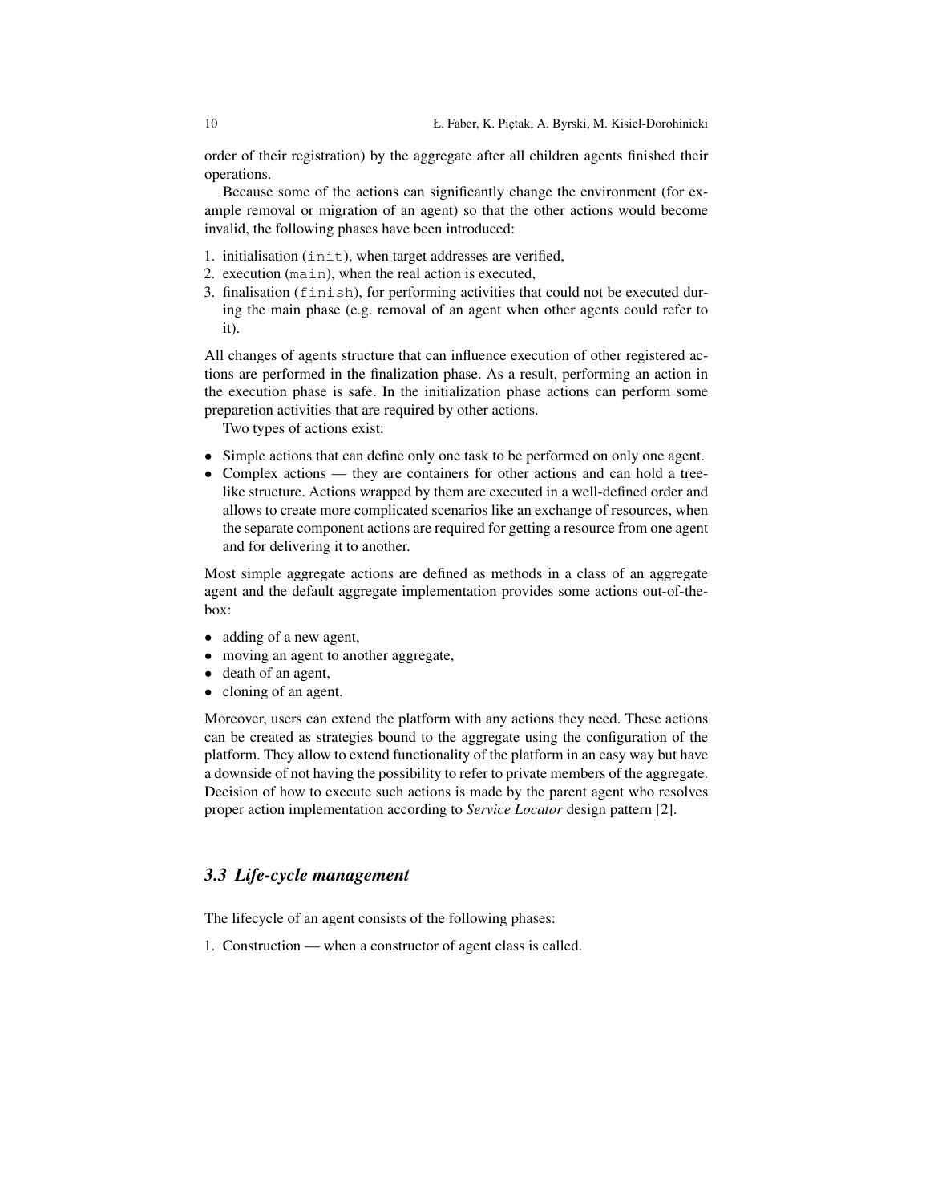order of their registration) by the aggregate after all children agents finished their operations.

Because some of the actions can significantly change the environment (for example removal or migration of an agent) so that the other actions would become invalid, the following phases have been introduced:

1. initialisation (`init`), when target addresses are verified,
2. execution (`main`), when the real action is executed,
3. finalisation (`finish`), for performing activities that could not be executed during the main phase (e.g. removal of an agent when other agents could refer to it).

All changes of agents structure that can influence execution of other registered actions are performed in the finalization phase. As a result, performing an action in the execution phase is safe. In the initialization phase actions can perform some preparetion activities that are required by other actions.

Two types of actions exist:

- Simple actions that can define only one task to be performed on only one agent.
- Complex actions — they are containers for other actions and can hold a tree-like structure. Actions wrapped by them are executed in a well-defined order and allows to create more complicated scenarios like an exchange of resources, when the separate component actions are required for getting a resource from one agent and for delivering it to another.

Most simple aggregate actions are defined as methods in a class of an aggregate agent and the default aggregate implementation provides some actions out-of-the-box:

- adding of a new agent,
- moving an agent to another aggregate,
- death of an agent,
- cloning of an agent.

Moreover, users can extend the platform with any actions they need. These actions can be created as strategies bound to the aggregate using the configuration of the platform. They allow to extend functionality of the platform in an easy way but have a downside of not having the possibility to refer to private members of the aggregate. Decision of how to execute such actions is made by the parent agent who resolves proper action implementation according to *Service Locator* design pattern [2].

### 3.3 Life-cycle management

The lifecycle of an agent consists of the following phases:

1. Construction — when a constructor of agent class is called.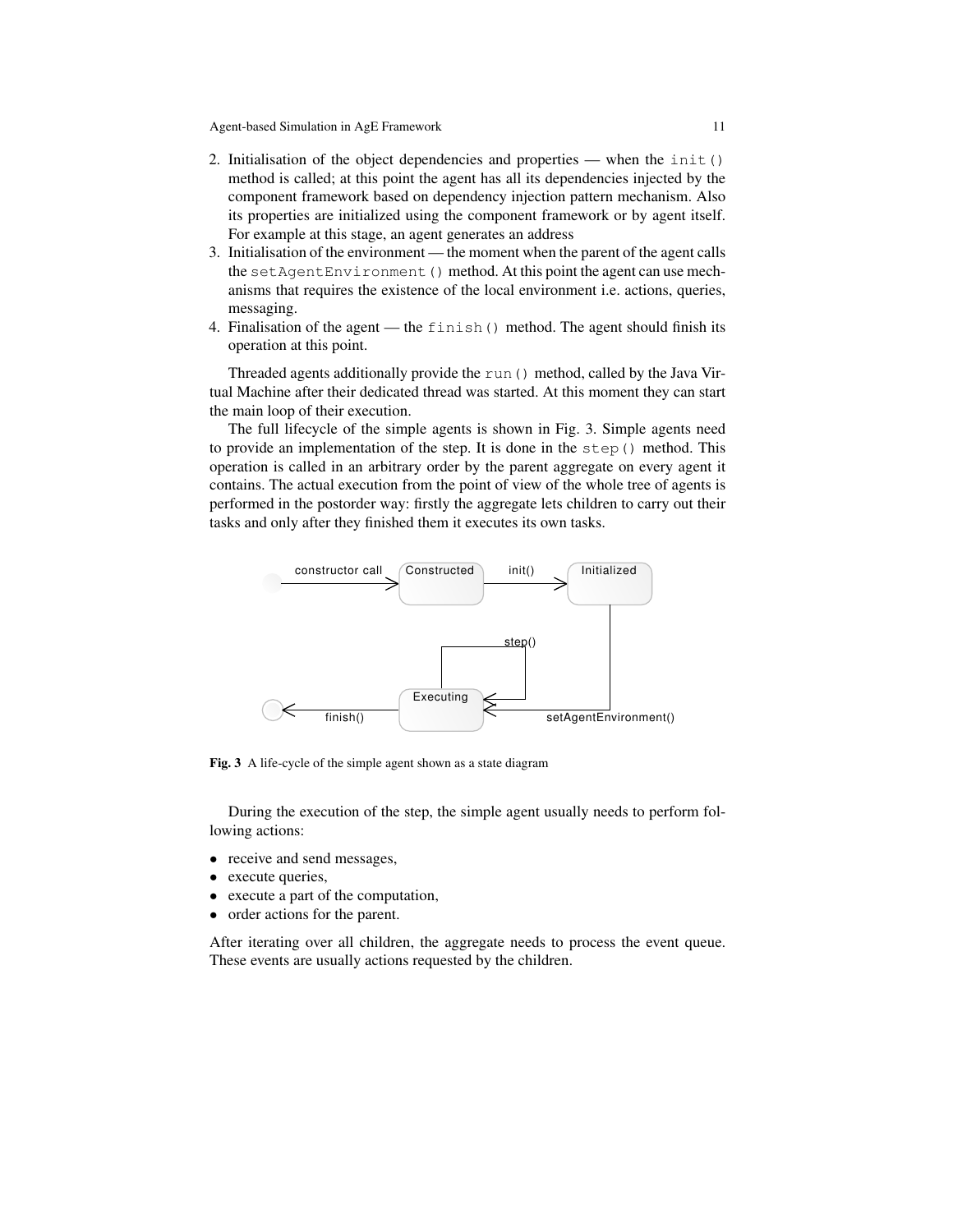2. Initialisation of the object dependencies and properties — when the `init()` method is called; at this point the agent has all its dependencies injected by the component framework based on dependency injection pattern mechanism. Also its properties are initialized using the component framework or by agent itself. For example at this stage, an agent generates an address
3. Initialisation of the environment — the moment when the parent of the agent calls the `setAgentEnvironment()` method. At this point the agent can use mechanisms that requires the existence of the local environment i.e. actions, queries, messaging.
4. Finalisation of the agent — the `finish()` method. The agent should finish its operation at this point.

Threaded agents additionally provide the `run()` method, called by the Java Virtual Machine after their dedicated thread was started. At this moment they can start the main loop of their execution.

The full lifecycle of the simple agents is shown in Fig. 3. Simple agents need to provide an implementation of the step. It is done in the `step()` method. This operation is called in an arbitrary order by the parent aggregate on every agent it contains. The actual execution from the point of view of the whole tree of agents is performed in the postorder way: firstly the aggregate lets children to carry out their tasks and only after they finished them it executes its own tasks.

constructor call
Constructed
init()
Initialized
step()
Executing
finish()
setAgentEnvironment()

**Fig. 3** A life-cycle of the simple agent shown as a state diagram

During the execution of the step, the simple agent usually needs to perform following actions:

- receive and send messages,
- execute queries,
- execute a part of the computation,
- order actions for the parent.

After iterating over all children, the aggregate needs to process the event queue. These events are usually actions requested by the children.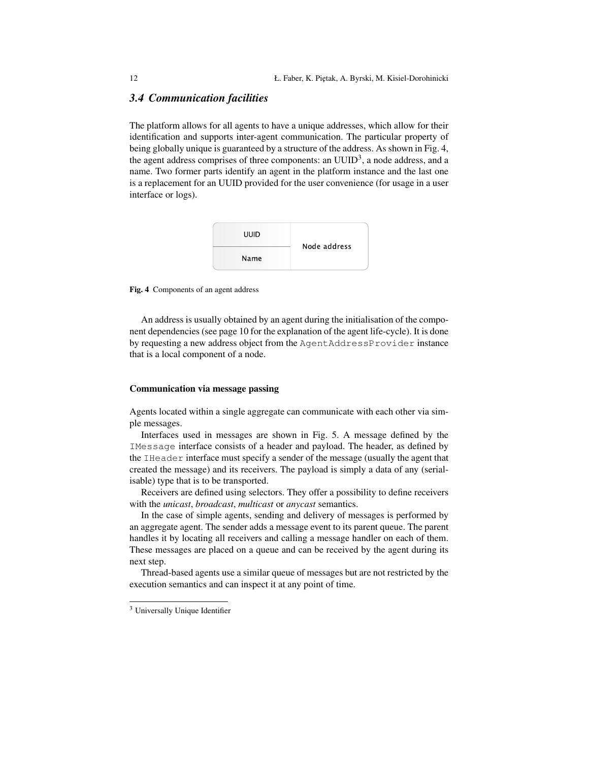### 3.4 Communication facilities

The platform allows for all agents to have a unique addresses, which allow for their identification and supports inter-agent communication. The particular property of being globally unique is guaranteed by a structure of the address. As shown in Fig. 4, the agent address comprises of three components: an UUID[3], a node address, and a name. Two former parts identify an agent in the platform instance and the last one is a replacement for an UUID provided for the user convenience (for usage in a user interface or logs).

| UUID | Node address |
|---|---|
| Name | |

**Fig. 4** Components of an agent address

An address is usually obtained by an agent during the initialisation of the component dependencies (see page 10 for the explanation of the agent life-cycle). It is done by requesting a new address object from the `AgentAddressProvider` instance that is a local component of a node.

#### Communication via message passing

Agents located within a single aggregate can communicate with each other via simple messages.

Interfaces used in messages are shown in Fig. 5. A message defined by the `IMessage` interface consists of a header and payload. The header, as defined by the `IHeader` interface must specify a sender of the message (usually the agent that created the message) and its receivers. The payload is simply a data of any (serialisable) type that is to be transported.

Receivers are defined using selectors. They offer a possibility to define receivers with the *unicast*, *broadcast*, *multicast* or *anycast* semantics.

In the case of simple agents, sending and delivery of messages is performed by an aggregate agent. The sender adds a message event to its parent queue. The parent handles it by locating all receivers and calling a message handler on each of them. These messages are placed on a queue and can be received by the agent during its next step.

Thread-based agents use a similar queue of messages but are not restricted by the execution semantics and can inspect it at any point of time.

[3] Universally Unique Identifier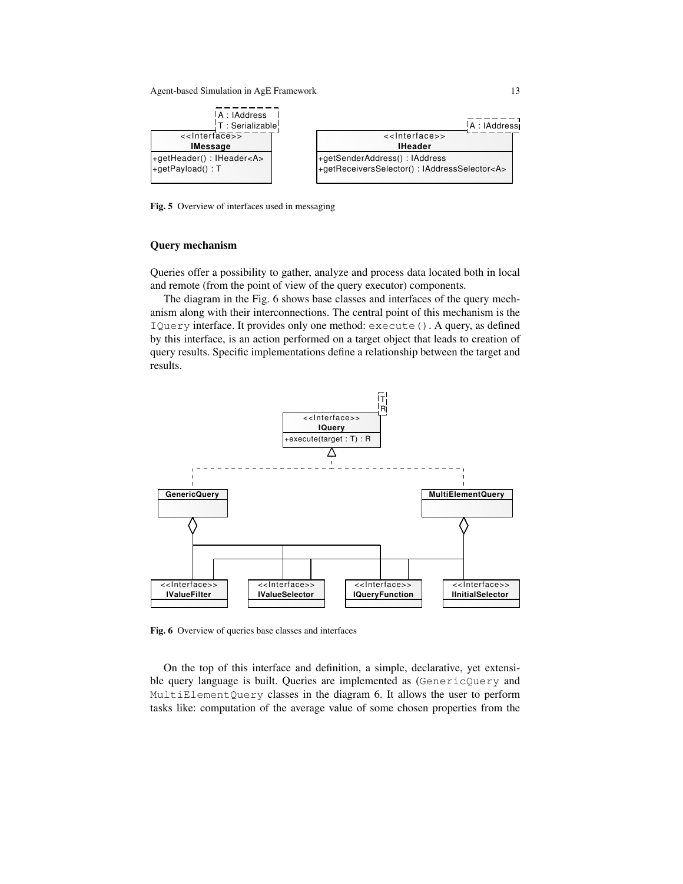Fig. 5 Overview of interfaces used in messaging

### Query mechanism

Queries offer a possibility to gather, analyze and process data located both in local and remote (from the point of view of the query executor) components.

The diagram in the Fig. 6 shows base classes and interfaces of the query mechanism along with their interconnections. The central point of this mechanism is the `IQuery` interface. It provides only one method: `execute()`. A query, as defined by this interface, is an action performed on a target object that leads to creation of query results. Specific implementations define a relationship between the target and results.

Fig. 6 Overview of queries base classes and interfaces

On the top of this interface and definition, a simple, declarative, yet extensible query language is built. Queries are implemented as (`GenericQuery` and `MultiElementQuery` classes in the diagram 6. It allows the user to perform tasks like: computation of the average value of some chosen properties from the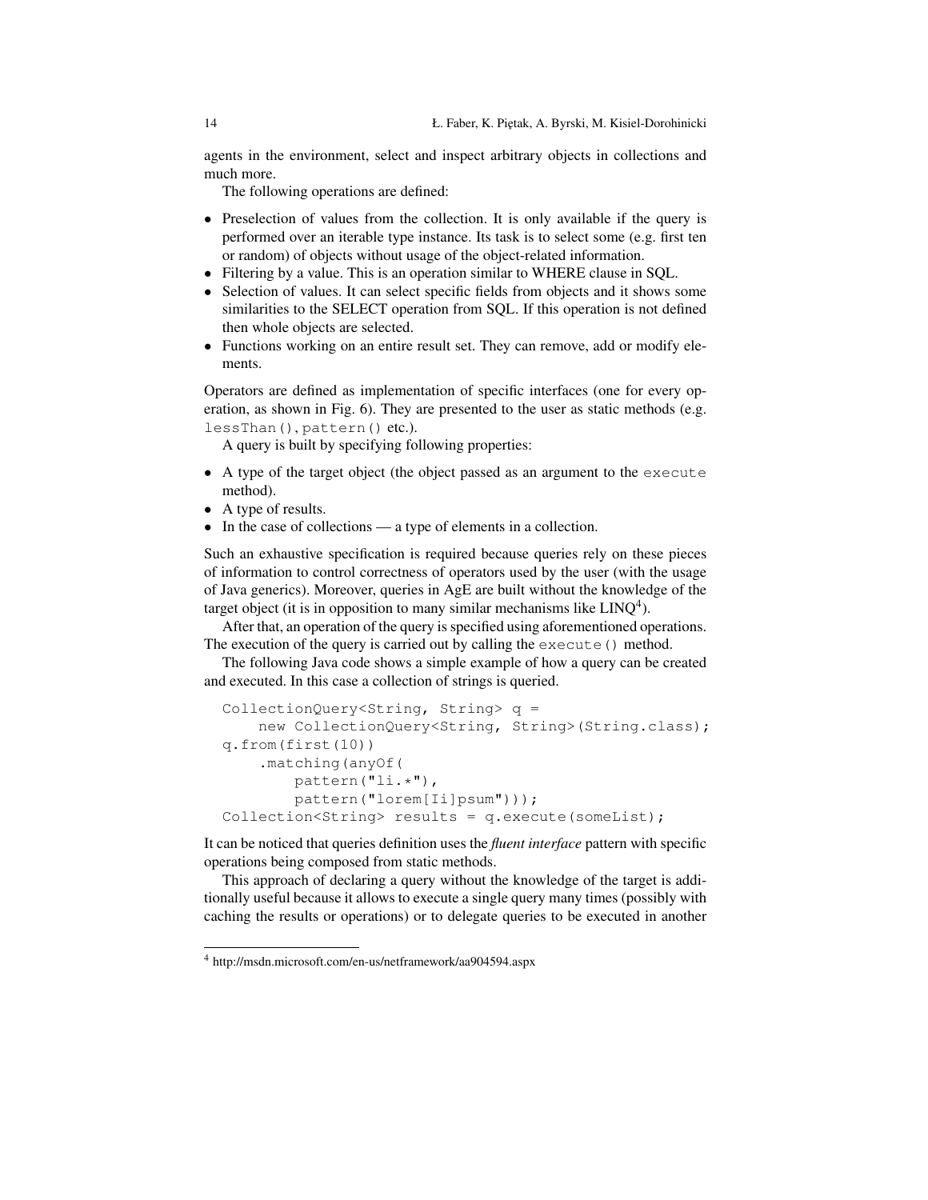agents in the environment, select and inspect arbitrary objects in collections and much more.

The following operations are defined:

- Preselection of values from the collection. It is only available if the query is performed over an iterable type instance. Its task is to select some (e.g. first ten or random) of objects without usage of the object-related information.
- Filtering by a value. This is an operation similar to WHERE clause in SQL.
- Selection of values. It can select specific fields from objects and it shows some similarities to the SELECT operation from SQL. If this operation is not defined then whole objects are selected.
- Functions working on an entire result set. They can remove, add or modify elements.

Operators are defined as implementation of specific interfaces (one for every operation, as shown in Fig. 6). They are presented to the user as static methods (e.g. `lessThan()`, `pattern()` etc.).

A query is built by specifying following properties:

- A type of the target object (the object passed as an argument to the `execute` method).
- A type of results.
- In the case of collections — a type of elements in a collection.

Such an exhaustive specification is required because queries rely on these pieces of information to control correctness of operators used by the user (with the usage of Java generics). Moreover, queries in AgE are built without the knowledge of the target object (it is in opposition to many similar mechanisms like LINQ[4]).

After that, an operation of the query is specified using aforementioned operations. The execution of the query is carried out by calling the `execute()` method.

The following Java code shows a simple example of how a query can be created and executed. In this case a collection of strings is queried.

```
CollectionQuery<String, String> q =
    new CollectionQuery<String, String>(String.class);
q.from(first(10))
    .matching(anyOf(
        pattern("li.*"),
        pattern("lorem[Ii]psum")));
Collection<String> results = q.execute(someList);
```

It can be noticed that queries definition uses the *fluent interface* pattern with specific operations being composed from static methods.

This approach of declaring a query without the knowledge of the target is additionally useful because it allows to execute a single query many times (possibly with caching the results or operations) or to delegate queries to be executed in another

[4] http://msdn.microsoft.com/en-us/netframework/aa904594.aspx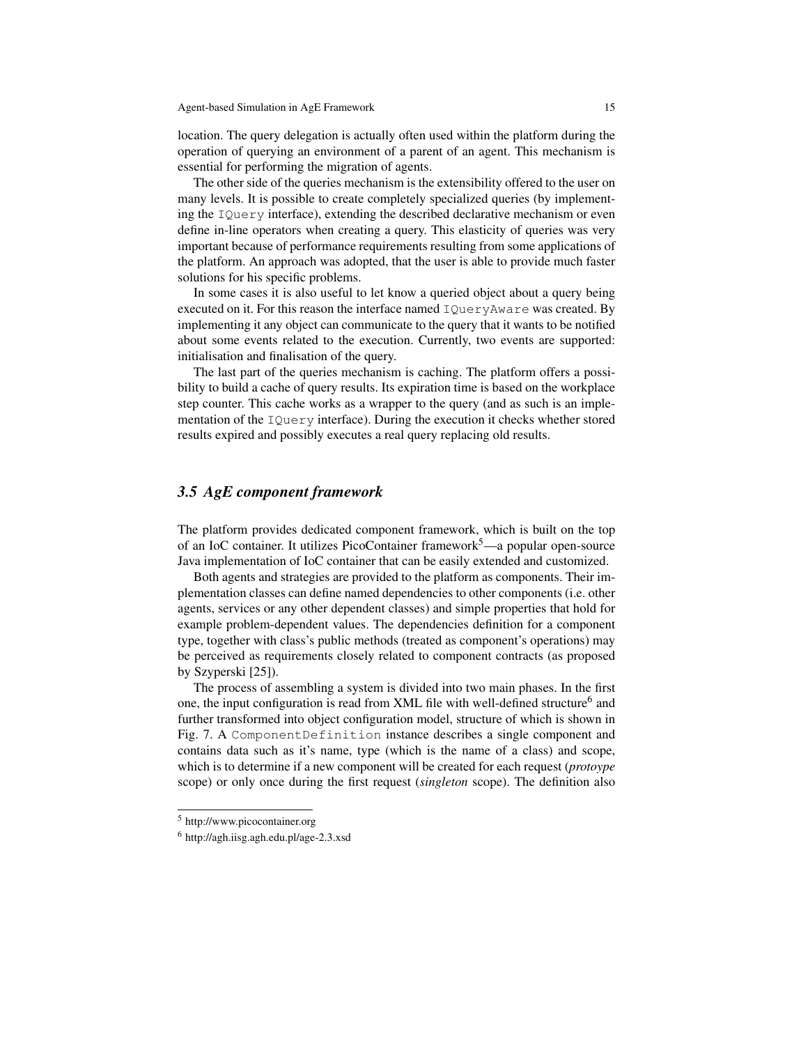location. The query delegation is actually often used within the platform during the operation of querying an environment of a parent of an agent. This mechanism is essential for performing the migration of agents.

The other side of the queries mechanism is the extensibility offered to the user on many levels. It is possible to create completely specialized queries (by implementing the `IQuery` interface), extending the described declarative mechanism or even define in-line operators when creating a query. This elasticity of queries was very important because of performance requirements resulting from some applications of the platform. An approach was adopted, that the user is able to provide much faster solutions for his specific problems.

In some cases it is also useful to let know a queried object about a query being executed on it. For this reason the interface named `IQueryAware` was created. By implementing it any object can communicate to the query that it wants to be notified about some events related to the execution. Currently, two events are supported: initialisation and finalisation of the query.

The last part of the queries mechanism is caching. The platform offers a possibility to build a cache of query results. Its expiration time is based on the workplace step counter. This cache works as a wrapper to the query (and as such is an implementation of the `IQuery` interface). During the execution it checks whether stored results expired and possibly executes a real query replacing old results.

### 3.5 AgE component framework

The platform provides dedicated component framework, which is built on the top of an IoC container. It utilizes PicoContainer framework[5]—a popular open-source Java implementation of IoC container that can be easily extended and customized.

Both agents and strategies are provided to the platform as components. Their implementation classes can define named dependencies to other components (i.e. other agents, services or any other dependent classes) and simple properties that hold for example problem-dependent values. The dependencies definition for a component type, together with class's public methods (treated as component's operations) may be perceived as requirements closely related to component contracts (as proposed by Szyperski [25]).

The process of assembling a system is divided into two main phases. In the first one, the input configuration is read from XML file with well-defined structure[6] and further transformed into object configuration model, structure of which is shown in Fig. 7. A `ComponentDefinition` instance describes a single component and contains data such as it's name, type (which is the name of a class) and scope, which is to determine if a new component will be created for each request (*protoype* scope) or only once during the first request (*singleton* scope). The definition also

[5] http://www.picocontainer.org

[6] http://agh.iisg.agh.edu.pl/age-2.3.xsd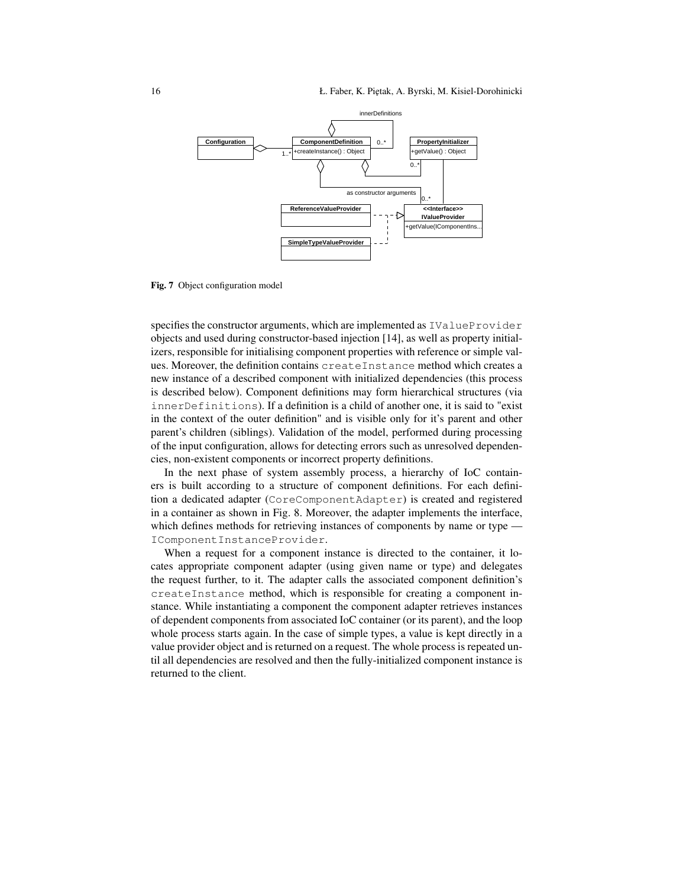Fig. 7 Object configuration model

specifies the constructor arguments, which are implemented as `IValueProvider` objects and used during constructor-based injection [14], as well as property initializers, responsible for initialising component properties with reference or simple values. Moreover, the definition contains `createInstance` method which creates a new instance of a described component with initialized dependencies (this process is described below). Component definitions may form hierarchical structures (via `innerDefinitions`). If a definition is a child of another one, it is said to "exist in the context of the outer definition" and is visible only for it's parent and other parent's children (siblings). Validation of the model, performed during processing of the input configuration, allows for detecting errors such as unresolved dependencies, non-existent components or incorrect property definitions.

In the next phase of system assembly process, a hierarchy of IoC containers is built according to a structure of component definitions. For each definition a dedicated adapter (`CoreComponentAdapter`) is created and registered in a container as shown in Fig. 8. Moreover, the adapter implements the interface, which defines methods for retrieving instances of components by name or type — `IComponentInstanceProvider`.

When a request for a component instance is directed to the container, it locates appropriate component adapter (using given name or type) and delegates the request further, to it. The adapter calls the associated component definition's `createInstance` method, which is responsible for creating a component instance. While instantiating a component the component adapter retrieves instances of dependent components from associated IoC container (or its parent), and the loop whole process starts again. In the case of simple types, a value is kept directly in a value provider object and is returned on a request. The whole process is repeated until all dependencies are resolved and then the fully-initialized component instance is returned to the client.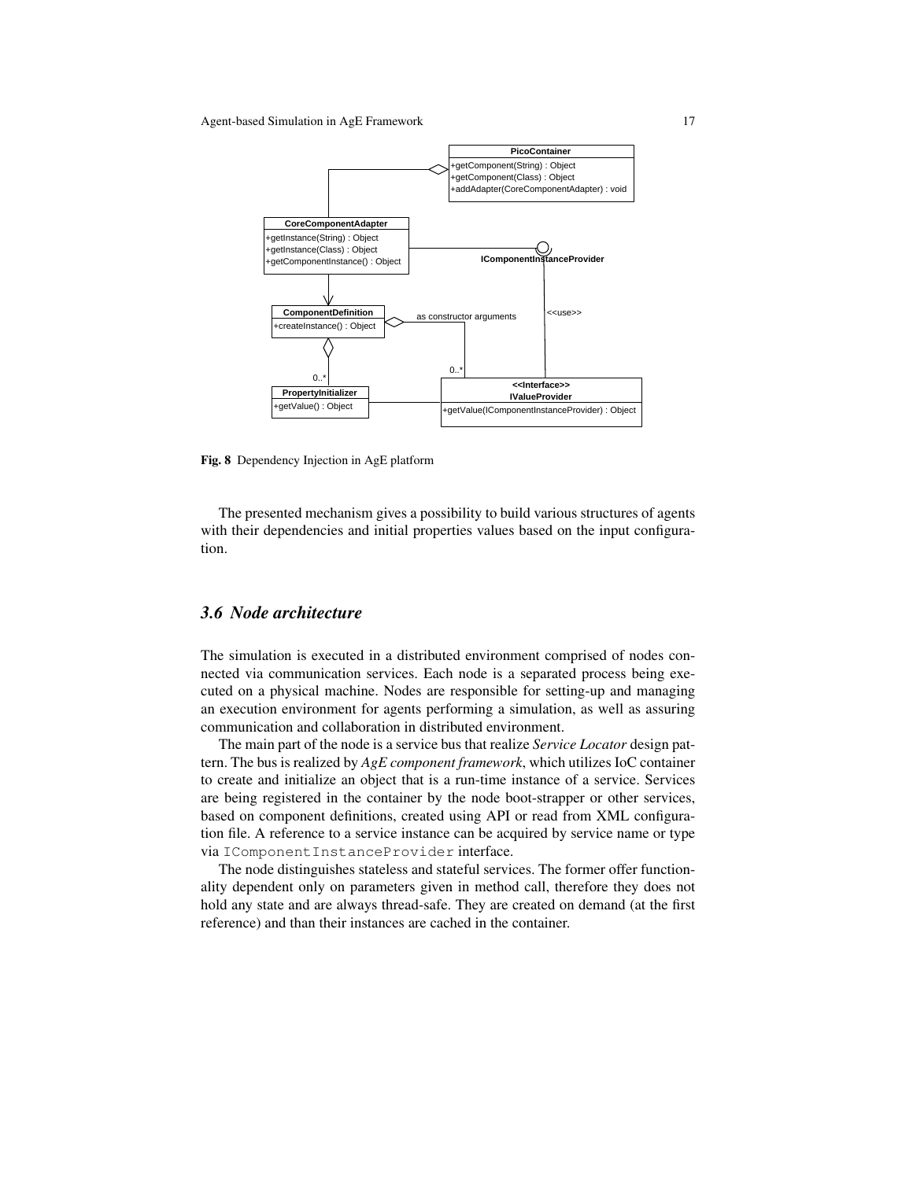**Fig. 8** Dependency Injection in AgE platform

The presented mechanism gives a possibility to build various structures of agents with their dependencies and initial properties values based on the input configuration.

### *3.6 Node architecture*

The simulation is executed in a distributed environment comprised of nodes connected via communication services. Each node is a separated process being executed on a physical machine. Nodes are responsible for setting-up and managing an execution environment for agents performing a simulation, as well as assuring communication and collaboration in distributed environment.

The main part of the node is a service bus that realize *Service Locator* design pattern. The bus is realized by *AgE component framework*, which utilizes IoC container to create and initialize an object that is a run-time instance of a service. Services are being registered in the container by the node boot-strapper or other services, based on component definitions, created using API or read from XML configuration file. A reference to a service instance can be acquired by service name or type via `IComponentInstanceProvider` interface.

The node distinguishes stateless and stateful services. The former offer functionality dependent only on parameters given in method call, therefore they does not hold any state and are always thread-safe. They are created on demand (at the first reference) and than their instances are cached in the container.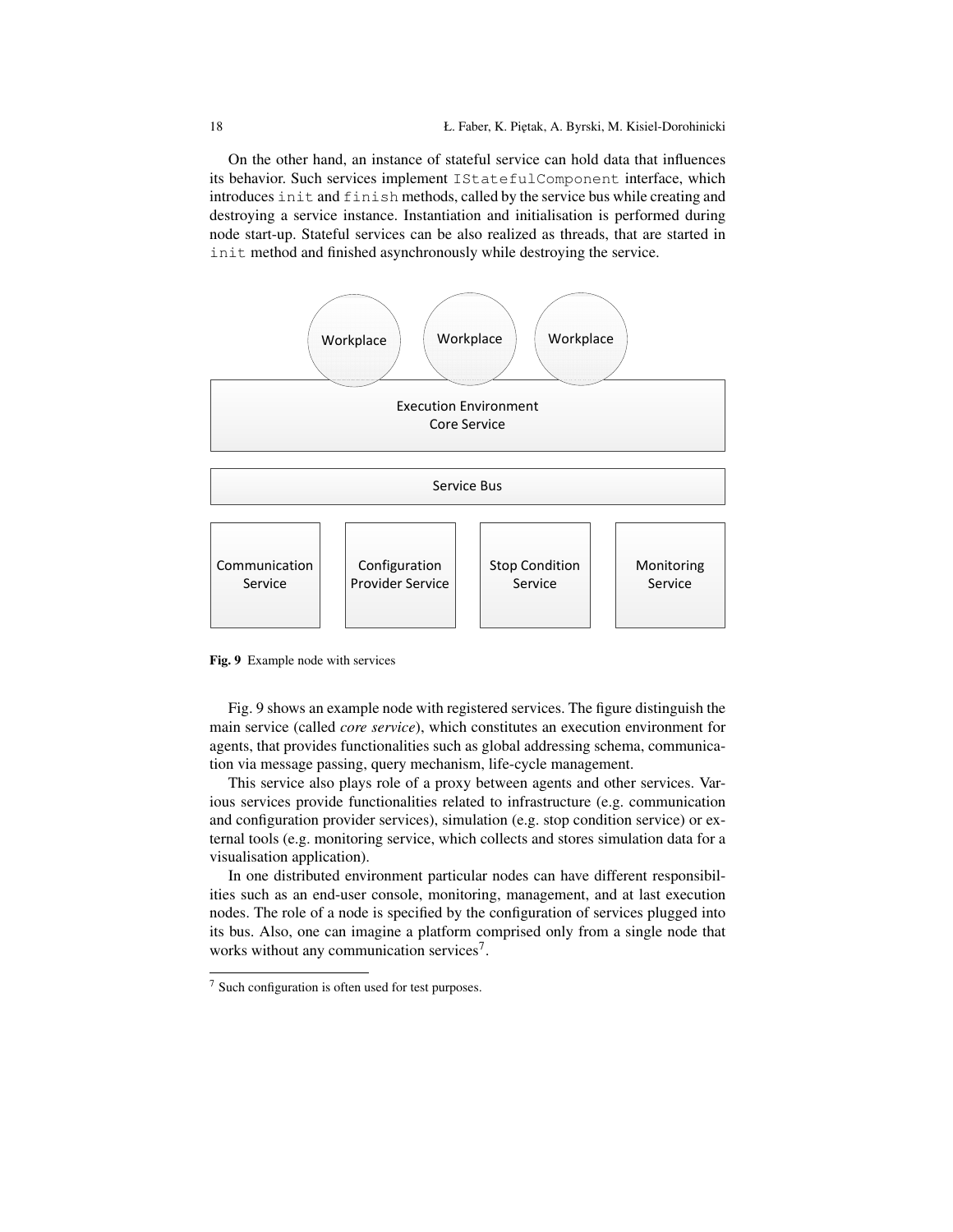On the other hand, an instance of stateful service can hold data that influences its behavior. Such services implement `IStatefulComponent` interface, which introduces `init` and `finish` methods, called by the service bus while creating and destroying a service instance. Instantiation and initialisation is performed during node start-up. Stateful services can be also realized as threads, that are started in `init` method and finished asynchronously while destroying the service.

Fig. 9 Example node with services

Fig. 9 shows an example node with registered services. The figure distinguish the main service (called *core service*), which constitutes an execution environment for agents, that provides functionalities such as global addressing schema, communication via message passing, query mechanism, life-cycle management.

This service also plays role of a proxy between agents and other services. Various services provide functionalities related to infrastructure (e.g. communication and configuration provider services), simulation (e.g. stop condition service) or external tools (e.g. monitoring service, which collects and stores simulation data for a visualisation application).

In one distributed environment particular nodes can have different responsibilities such as an end-user console, monitoring, management, and at last execution nodes. The role of a node is specified by the configuration of services plugged into its bus. Also, one can imagine a platform comprised only from a single node that works without any communication services[7].

[7] Such configuration is often used for test purposes.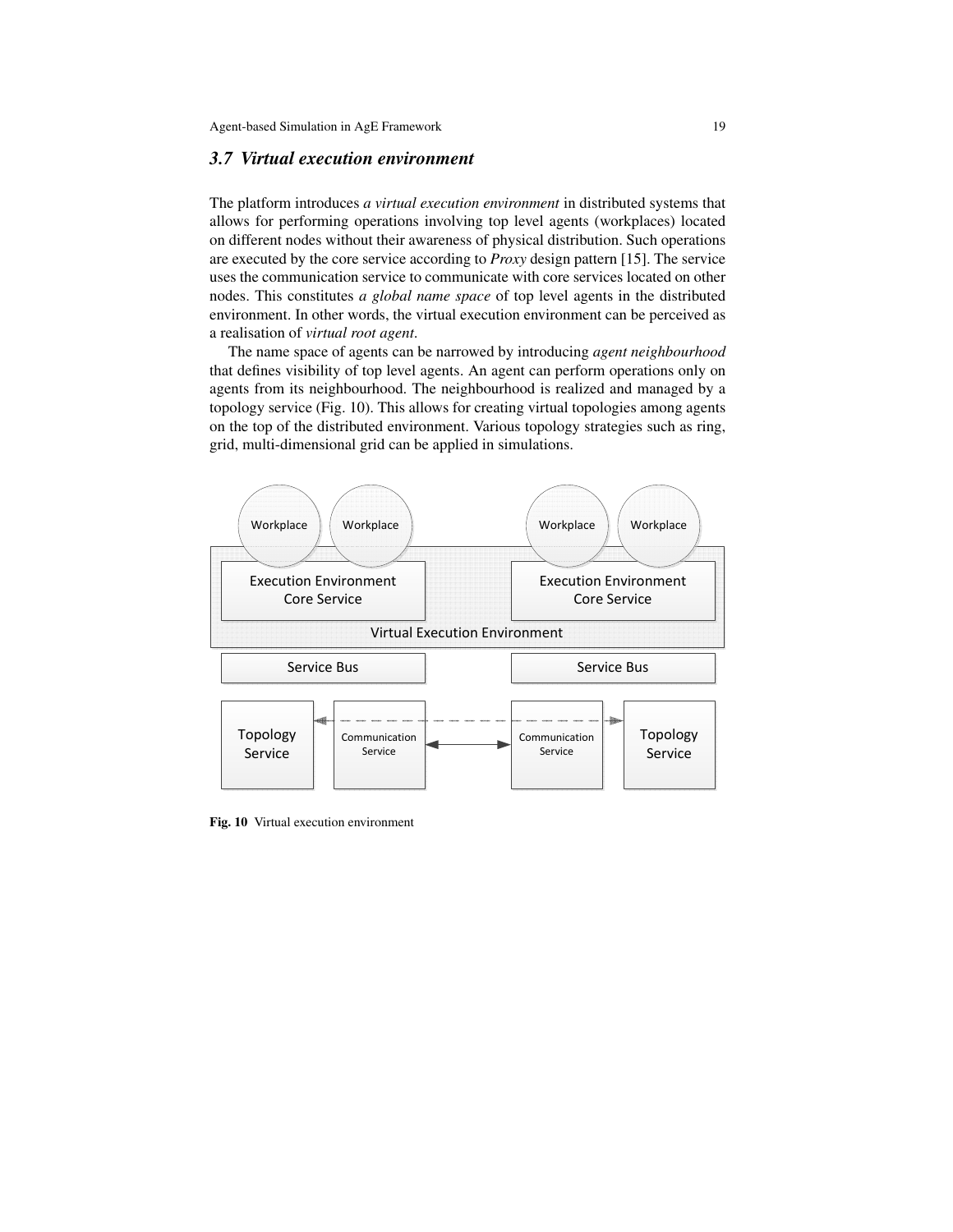### 3.7 Virtual execution environment

The platform introduces *a virtual execution environment* in distributed systems that allows for performing operations involving top level agents (workplaces) located on different nodes without their awareness of physical distribution. Such operations are executed by the core service according to *Proxy* design pattern [15]. The service uses the communication service to communicate with core services located on other nodes. This constitutes *a global name space* of top level agents in the distributed environment. In other words, the virtual execution environment can be perceived as a realisation of *virtual root agent*.

The name space of agents can be narrowed by introducing *agent neighbourhood* that defines visibility of top level agents. An agent can perform operations only on agents from its neighbourhood. The neighbourhood is realized and managed by a topology service (Fig. 10). This allows for creating virtual topologies among agents on the top of the distributed environment. Various topology strategies such as ring, grid, multi-dimensional grid can be applied in simulations.

**Fig. 10** Virtual execution environment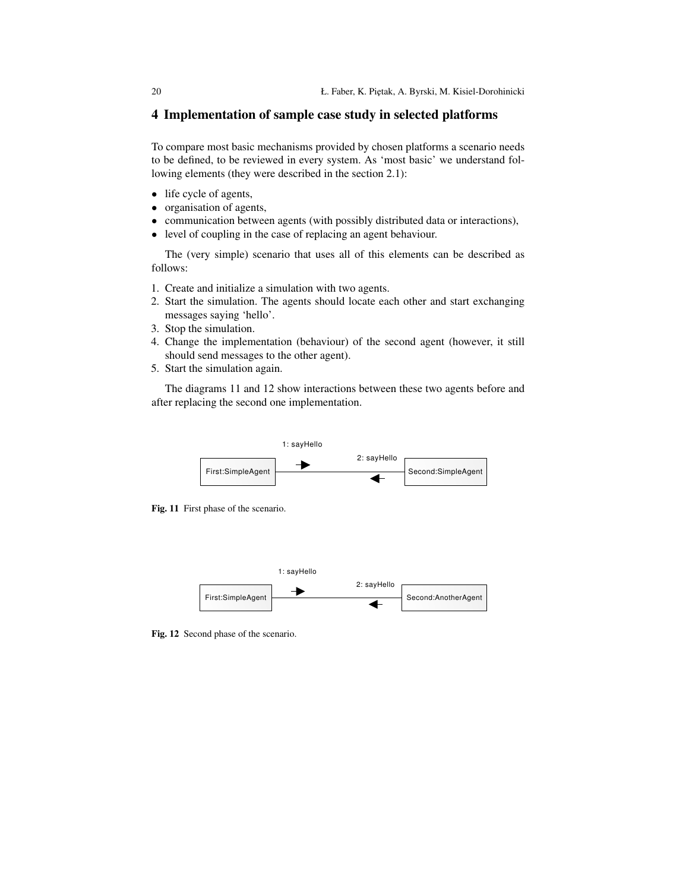## 4 Implementation of sample case study in selected platforms

To compare most basic mechanisms provided by chosen platforms a scenario needs to be defined, to be reviewed in every system. As 'most basic' we understand following elements (they were described in the section 2.1):

- life cycle of agents,
- organisation of agents,
- communication between agents (with possibly distributed data or interactions),
- level of coupling in the case of replacing an agent behaviour.

The (very simple) scenario that uses all of this elements can be described as follows:

1. Create and initialize a simulation with two agents.
2. Start the simulation. The agents should locate each other and start exchanging messages saying 'hello'.
3. Stop the simulation.
4. Change the implementation (behaviour) of the second agent (however, it still should send messages to the other agent).
5. Start the simulation again.

The diagrams 11 and 12 show interactions between these two agents before and after replacing the second one implementation.

1: sayHello

2: sayHello

First:SimpleAgent

Second:SimpleAgent

**Fig. 11** First phase of the scenario.

1: sayHello

2: sayHello

First:SimpleAgent

Second:AnotherAgent

**Fig. 12** Second phase of the scenario.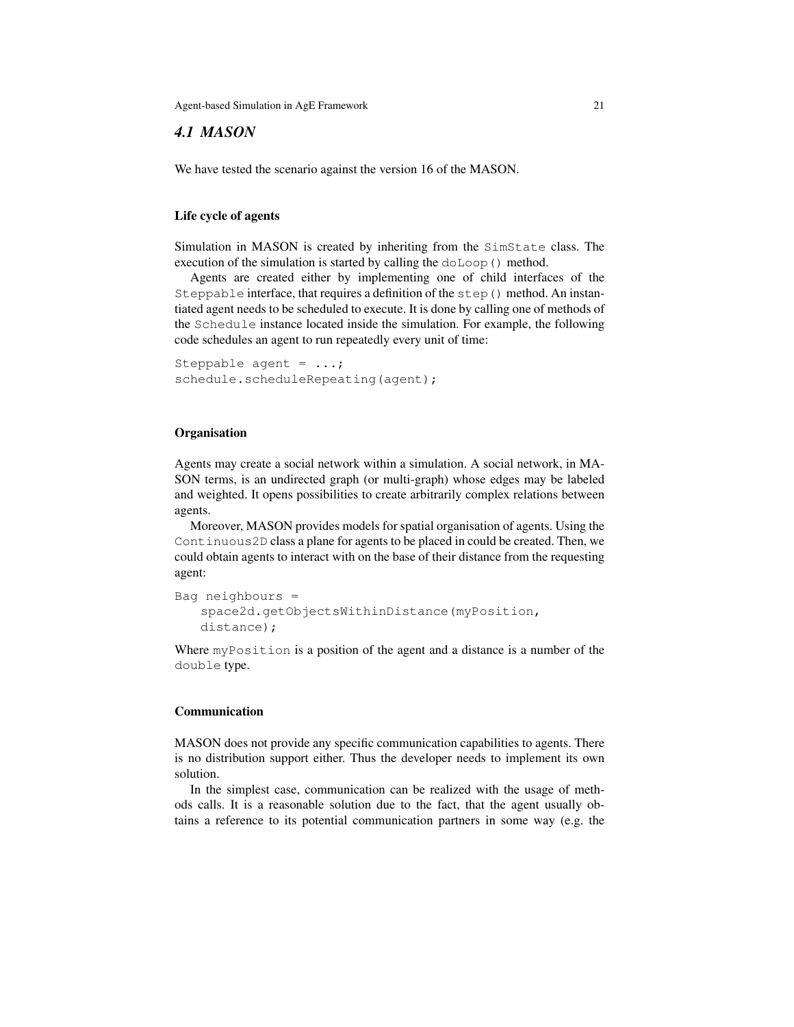## *4.1 MASON*

We have tested the scenario against the version 16 of the MASON.

#### Life cycle of agents

Simulation in MASON is created by inheriting from the `SimState` class. The execution of the simulation is started by calling the `doLoop()` method.

Agents are created either by implementing one of child interfaces of the `Steppable` interface, that requires a definition of the `step()` method. An instantiated agent needs to be scheduled to execute. It is done by calling one of methods of the `Schedule` instance located inside the simulation. For example, the following code schedules an agent to run repeatedly every unit of time:

```
Steppable agent = ...;
schedule.scheduleRepeating(agent);
```

#### Organisation

Agents may create a social network within a simulation. A social network, in MASON terms, is an undirected graph (or multi-graph) whose edges may be labeled and weighted. It opens possibilities to create arbitrarily complex relations between agents.

Moreover, MASON provides models for spatial organisation of agents. Using the `Continuous2D` class a plane for agents to be placed in could be created. Then, we could obtain agents to interact with on the base of their distance from the requesting agent:

```
Bag neighbours =
    space2d.getObjectsWithinDistance(myPosition,
    distance);
```

Where `myPosition` is a position of the agent and a distance is a number of the `double` type.

#### Communication

MASON does not provide any specific communication capabilities to agents. There is no distribution support either. Thus the developer needs to implement its own solution.

In the simplest case, communication can be realized with the usage of methods calls. It is a reasonable solution due to the fact, that the agent usually obtains a reference to its potential communication partners in some way (e.g. the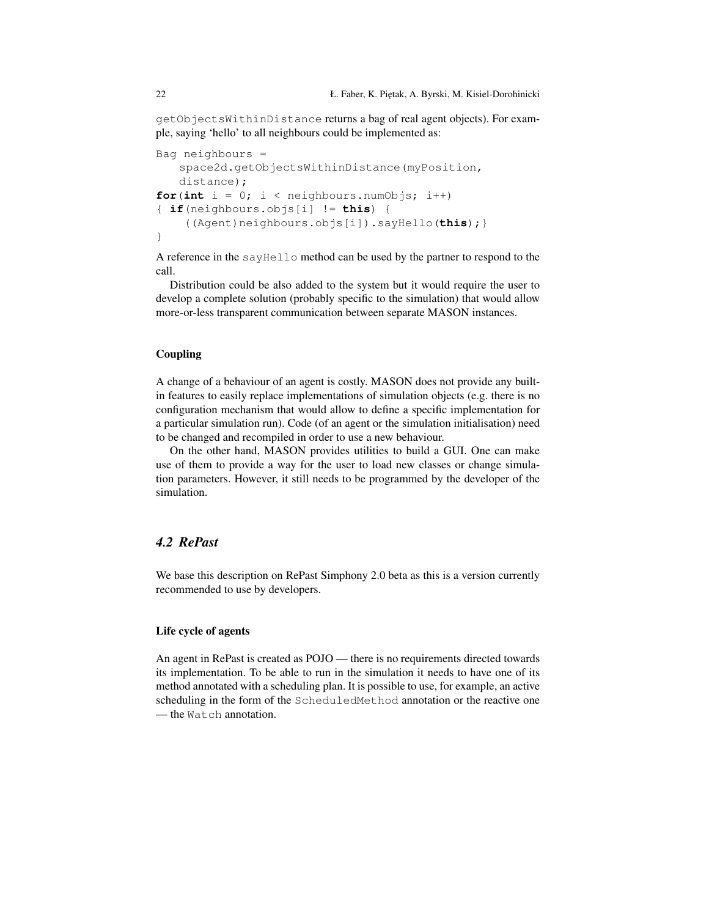getObjectsWithinDistance returns a bag of real agent objects). For example, saying 'hello' to all neighbours could be implemented as:

```
Bag neighbours =
    space2d.getObjectsWithinDistance(myPosition,
    distance);
for(int i = 0; i < neighbours.numObjs; i++)
{ if(neighbours.objs[i] != this) {
     ((Agent)neighbours.objs[i]).sayHello(this);}
}
```

A reference in the sayHello method can be used by the partner to respond to the call.

Distribution could be also added to the system but it would require the user to develop a complete solution (probably specific to the simulation) that would allow more-or-less transparent communication between separate MASON instances.

#### Coupling

A change of a behaviour of an agent is costly. MASON does not provide any built-in features to easily replace implementations of simulation objects (e.g. there is no configuration mechanism that would allow to define a specific implementation for a particular simulation run). Code (of an agent or the simulation initialisation) need to be changed and recompiled in order to use a new behaviour.

On the other hand, MASON provides utilities to build a GUI. One can make use of them to provide a way for the user to load new classes or change simulation parameters. However, it still needs to be programmed by the developer of the simulation.

### *4.2 RePast*

We base this description on RePast Simphony 2.0 beta as this is a version currently recommended to use by developers.

#### Life cycle of agents

An agent in RePast is created as POJO — there is no requirements directed towards its implementation. To be able to run in the simulation it needs to have one of its method annotated with a scheduling plan. It is possible to use, for example, an active scheduling in the form of the ScheduledMethod annotation or the reactive one — the Watch annotation.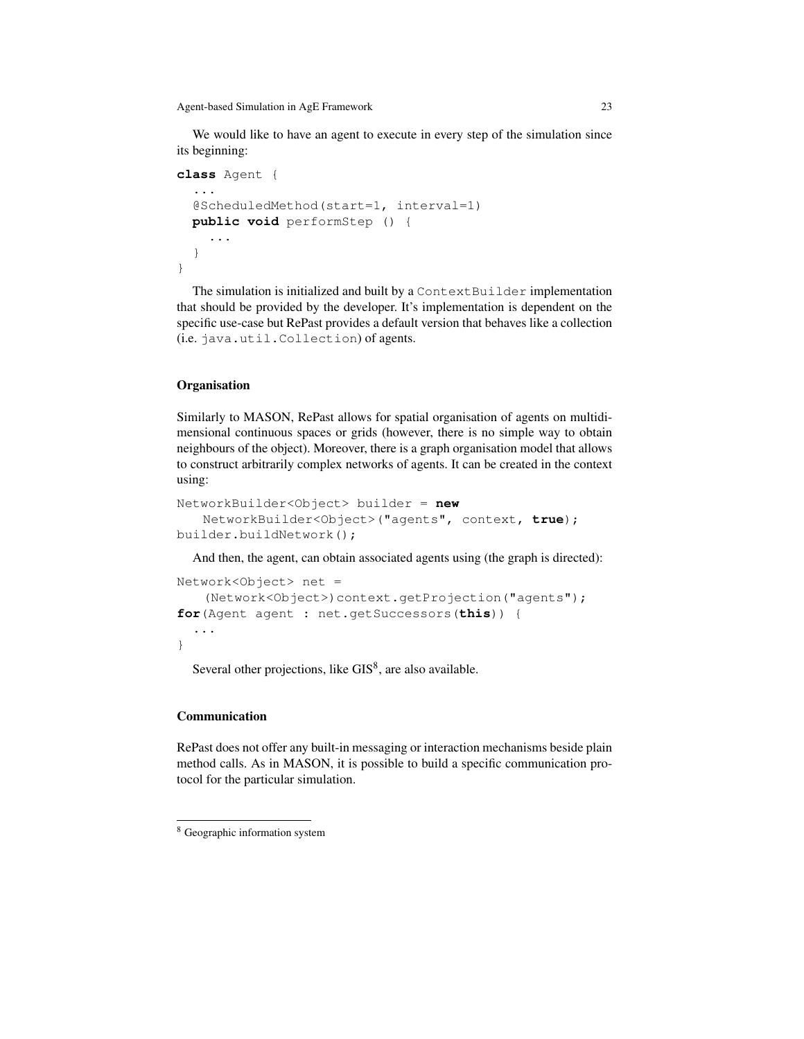We would like to have an agent to execute in every step of the simulation since its beginning:

```
class Agent {
  ...
  @ScheduledMethod(start=1, interval=1)
  public void performStep () {
    ...
  }
}
```

The simulation is initialized and built by a `ContextBuilder` implementation that should be provided by the developer. It's implementation is dependent on the specific use-case but RePast provides a default version that behaves like a collection (i.e. `java.util.Collection`) of agents.

### Organisation

Similarly to MASON, RePast allows for spatial organisation of agents on multidimensional continuous spaces or grids (however, there is no simple way to obtain neighbours of the object). Moreover, there is a graph organisation model that allows to construct arbitrarily complex networks of agents. It can be created in the context using:

```
NetworkBuilder<Object> builder = new
    NetworkBuilder<Object>("agents", context, true);
builder.buildNetwork();
```

And then, the agent, can obtain associated agents using (the graph is directed):

```
Network<Object> net =
    (Network<Object>)context.getProjection("agents");
for(Agent agent : net.getSuccessors(this)) {
  ...
}
```

Several other projections, like GIS[8], are also available.

### Communication

RePast does not offer any built-in messaging or interaction mechanisms beside plain method calls. As in MASON, it is possible to build a specific communication protocol for the particular simulation.

[8] Geographic information system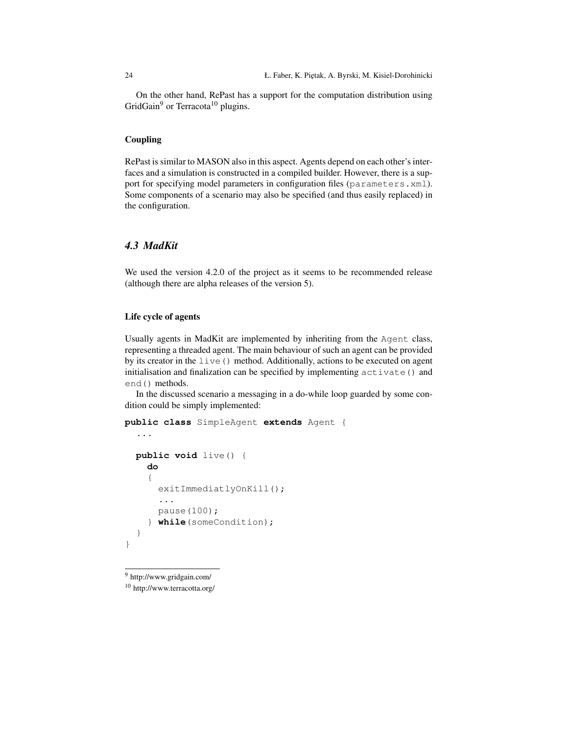On the other hand, RePast has a support for the computation distribution using GridGain[9] or Terracota[10] plugins.

#### Coupling

RePast is similar to MASON also in this aspect. Agents depend on each other's interfaces and a simulation is constructed in a compiled builder. However, there is a support for specifying model parameters in configuration files (`parameters.xml`). Some components of a scenario may also be specified (and thus easily replaced) in the configuration.

### *4.3 MadKit*

We used the version 4.2.0 of the project as it seems to be recommended release (although there are alpha releases of the version 5).

#### Life cycle of agents

Usually agents in MadKit are implemented by inheriting from the `Agent` class, representing a threaded agent. The main behaviour of such an agent can be provided by its creator in the `live()` method. Additionally, actions to be executed on agent initialisation and finalization can be specified by implementing `activate()` and `end()` methods.

In the discussed scenario a messaging in a do-while loop guarded by some condition could be simply implemented:

```
public class SimpleAgent extends Agent {
  ...

  public void live() {
    do
    {
      exitImmediatlyOnKill();
      ...
      pause(100);
    } while(someCondition);
  }
}
```

[9] http://www.gridgain.com/

[10] http://www.terracotta.org/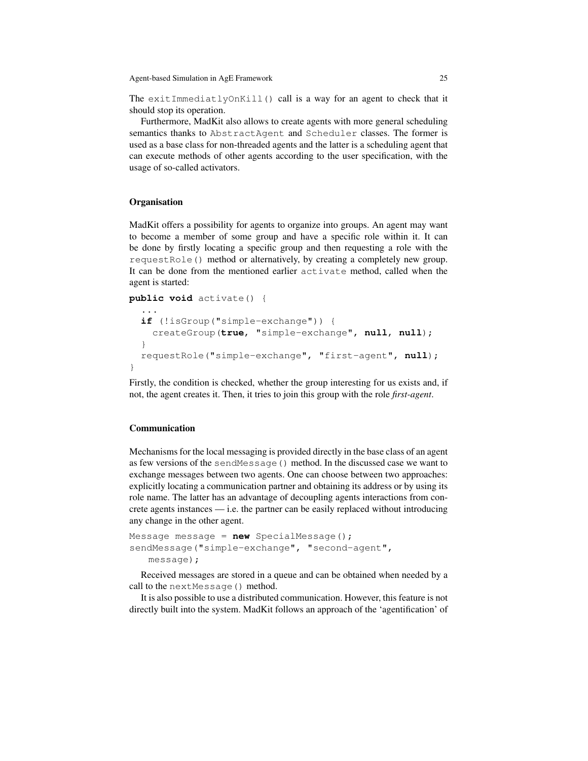The `exitImmediatlyOnKill()` call is a way for an agent to check that it should stop its operation.

Furthermore, MadKit also allows to create agents with more general scheduling semantics thanks to `AbstractAgent` and `Scheduler` classes. The former is used as a base class for non-threaded agents and the latter is a scheduling agent that can execute methods of other agents according to the user specification, with the usage of so-called activators.

### Organisation

MadKit offers a possibility for agents to organize into groups. An agent may want to become a member of some group and have a specific role within it. It can be done by firstly locating a specific group and then requesting a role with the `requestRole()` method or alternatively, by creating a completely new group. It can be done from the mentioned earlier `activate` method, called when the agent is started:

```
public void activate() {
  ...
  if (!isGroup("simple-exchange")) {
    createGroup(true, "simple-exchange", null, null);
  }
  requestRole("simple-exchange", "first-agent", null);
}
```

Firstly, the condition is checked, whether the group interesting for us exists and, if not, the agent creates it. Then, it tries to join this group with the role ***first-agent***.

### Communication

Mechanisms for the local messaging is provided directly in the base class of an agent as few versions of the `sendMessage()` method. In the discussed case we want to exchange messages between two agents. One can choose between two approaches: explicitly locating a communication partner and obtaining its address or by using its role name. The latter has an advantage of decoupling agents interactions from concrete agents instances — i.e. the partner can be easily replaced without introducing any change in the other agent.

```
Message message = new SpecialMessage();
sendMessage("simple-exchange", "second-agent",
   message);
```

Received messages are stored in a queue and can be obtained when needed by a call to the `nextMessage()` method.

It is also possible to use a distributed communication. However, this feature is not directly built into the system. MadKit follows an approach of the 'agentification' of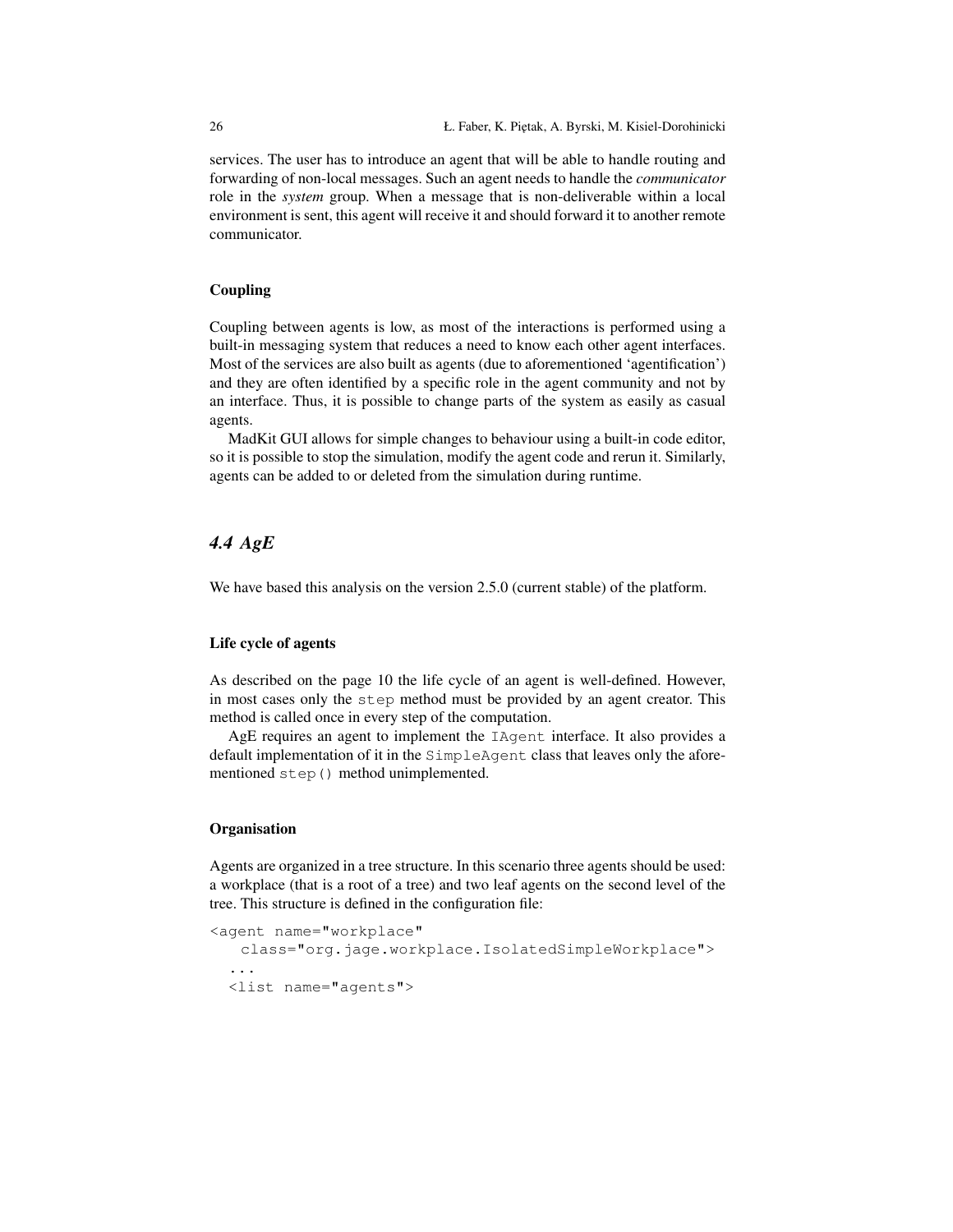services. The user has to introduce an agent that will be able to handle routing and forwarding of non-local messages. Such an agent needs to handle the *communicator* role in the *system* group. When a message that is non-deliverable within a local environment is sent, this agent will receive it and should forward it to another remote communicator.

#### Coupling

Coupling between agents is low, as most of the interactions is performed using a built-in messaging system that reduces a need to know each other agent interfaces. Most of the services are also built as agents (due to aforementioned 'agentification') and they are often identified by a specific role in the agent community and not by an interface. Thus, it is possible to change parts of the system as easily as casual agents.

MadKit GUI allows for simple changes to behaviour using a built-in code editor, so it is possible to stop the simulation, modify the agent code and rerun it. Similarly, agents can be added to or deleted from the simulation during runtime.

### 4.4 AgE

We have based this analysis on the version 2.5.0 (current stable) of the platform.

#### Life cycle of agents

As described on the page 10 the life cycle of an agent is well-defined. However, in most cases only the `step` method must be provided by an agent creator. This method is called once in every step of the computation.

AgE requires an agent to implement the `IAgent` interface. It also provides a default implementation of it in the `SimpleAgent` class that leaves only the aforementioned `step()` method unimplemented.

#### Organisation

Agents are organized in a tree structure. In this scenario three agents should be used: a workplace (that is a root of a tree) and two leaf agents on the second level of the tree. This structure is defined in the configuration file:

```
<agent name="workplace"
   class="org.jage.workplace.IsolatedSimpleWorkplace">
  ...
  <list name="agents">
```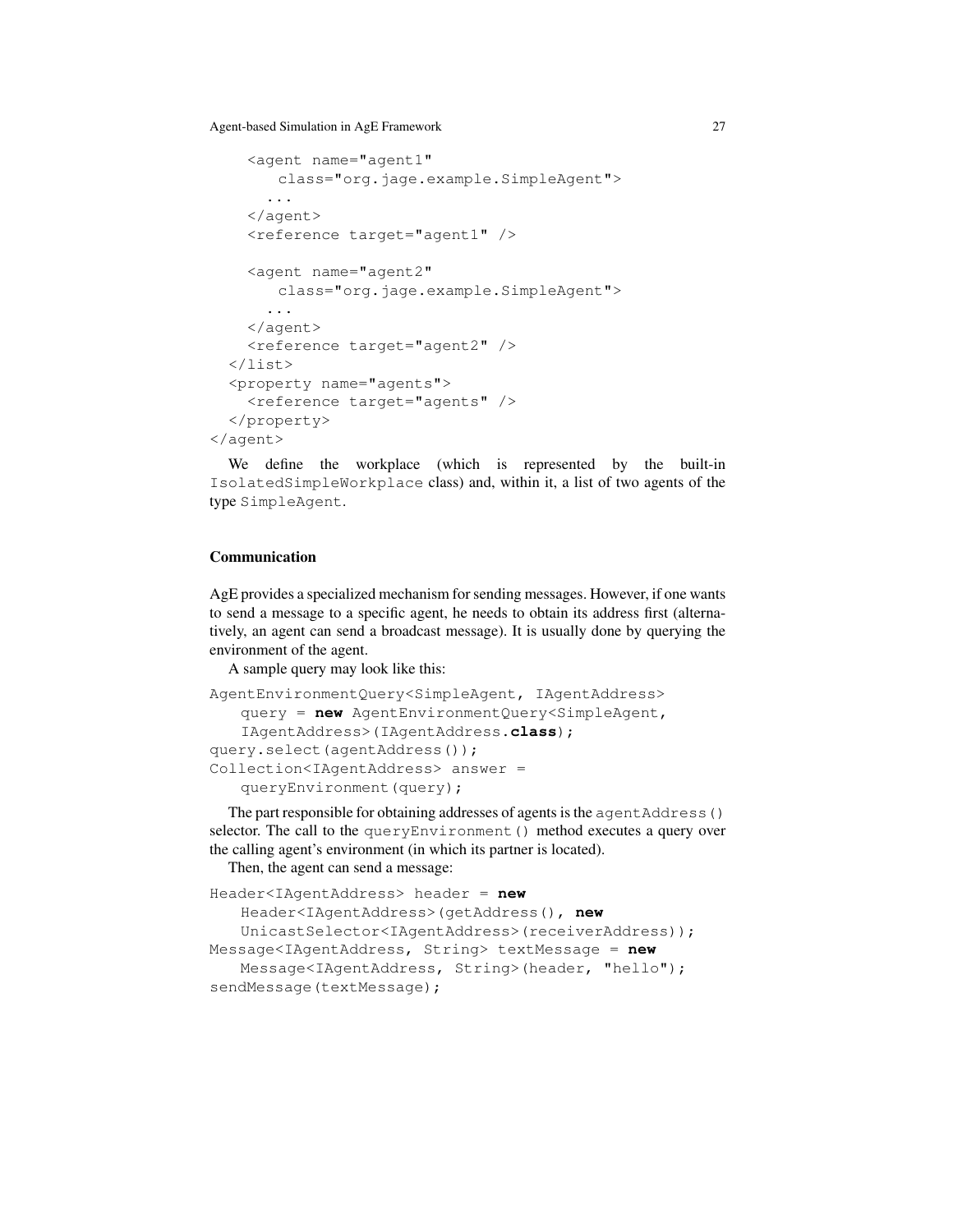```
    <agent name="agent1"
        class="org.jage.example.SimpleAgent">
      ...
    </agent>
    <reference target="agent1" />

    <agent name="agent2"
        class="org.jage.example.SimpleAgent">
      ...
    </agent>
    <reference target="agent2" />
  </list>
  <property name="agents">
    <reference target="agents" />
  </property>
</agent>
```

We define the workplace (which is represented by the built-in `IsolatedSimpleWorkplace` class) and, within it, a list of two agents of the type `SimpleAgent`.

### Communication

AgE provides a specialized mechanism for sending messages. However, if one wants to send a message to a specific agent, he needs to obtain its address first (alternatively, an agent can send a broadcast message). It is usually done by querying the environment of the agent.

A sample query may look like this:

```
AgentEnvironmentQuery<SimpleAgent, IAgentAddress>
   query = new AgentEnvironmentQuery<SimpleAgent,
   IAgentAddress>(IAgentAddress.class);
query.select(agentAddress());
Collection<IAgentAddress> answer =
   queryEnvironment(query);
```

The part responsible for obtaining addresses of agents is the `agentAddress()` selector. The call to the `queryEnvironment()` method executes a query over the calling agent's environment (in which its partner is located).

Then, the agent can send a message:

```
Header<IAgentAddress> header = new
   Header<IAgentAddress>(getAddress(), new
   UnicastSelector<IAgentAddress>(receiverAddress));
Message<IAgentAddress, String> textMessage = new
   Message<IAgentAddress, String>(header, "hello");
sendMessage(textMessage);
```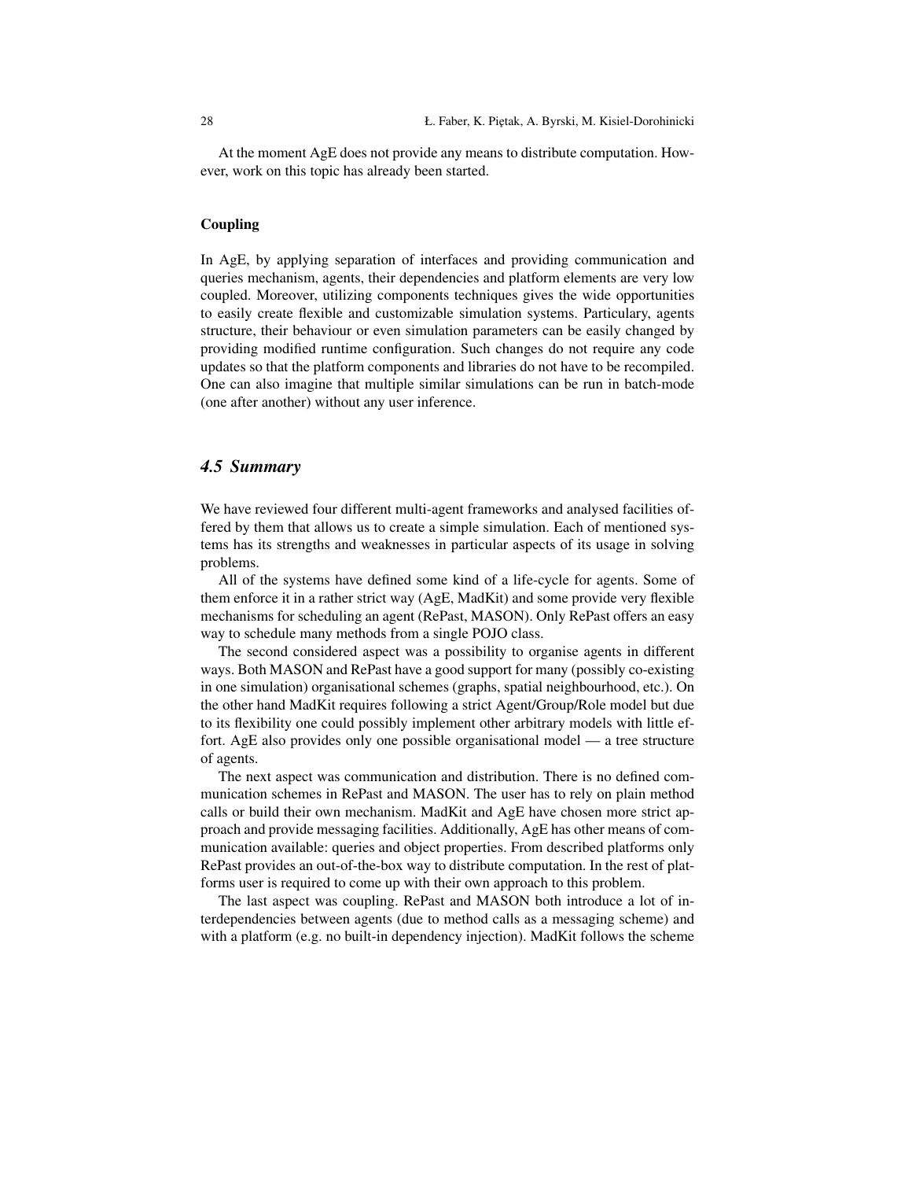At the moment AgE does not provide any means to distribute computation. However, work on this topic has already been started.

#### Coupling

In AgE, by applying separation of interfaces and providing communication and queries mechanism, agents, their dependencies and platform elements are very low coupled. Moreover, utilizing components techniques gives the wide opportunities to easily create flexible and customizable simulation systems. Particulary, agents structure, their behaviour or even simulation parameters can be easily changed by providing modified runtime configuration. Such changes do not require any code updates so that the platform components and libraries do not have to be recompiled. One can also imagine that multiple similar simulations can be run in batch-mode (one after another) without any user inference.

### *4.5 Summary*

We have reviewed four different multi-agent frameworks and analysed facilities offered by them that allows us to create a simple simulation. Each of mentioned systems has its strengths and weaknesses in particular aspects of its usage in solving problems.

All of the systems have defined some kind of a life-cycle for agents. Some of them enforce it in a rather strict way (AgE, MadKit) and some provide very flexible mechanisms for scheduling an agent (RePast, MASON). Only RePast offers an easy way to schedule many methods from a single POJO class.

The second considered aspect was a possibility to organise agents in different ways. Both MASON and RePast have a good support for many (possibly co-existing in one simulation) organisational schemes (graphs, spatial neighbourhood, etc.). On the other hand MadKit requires following a strict Agent/Group/Role model but due to its flexibility one could possibly implement other arbitrary models with little effort. AgE also provides only one possible organisational model — a tree structure of agents.

The next aspect was communication and distribution. There is no defined communication schemes in RePast and MASON. The user has to rely on plain method calls or build their own mechanism. MadKit and AgE have chosen more strict approach and provide messaging facilities. Additionally, AgE has other means of communication available: queries and object properties. From described platforms only RePast provides an out-of-the-box way to distribute computation. In the rest of platforms user is required to come up with their own approach to this problem.

The last aspect was coupling. RePast and MASON both introduce a lot of interdependencies between agents (due to method calls as a messaging scheme) and with a platform (e.g. no built-in dependency injection). MadKit follows the scheme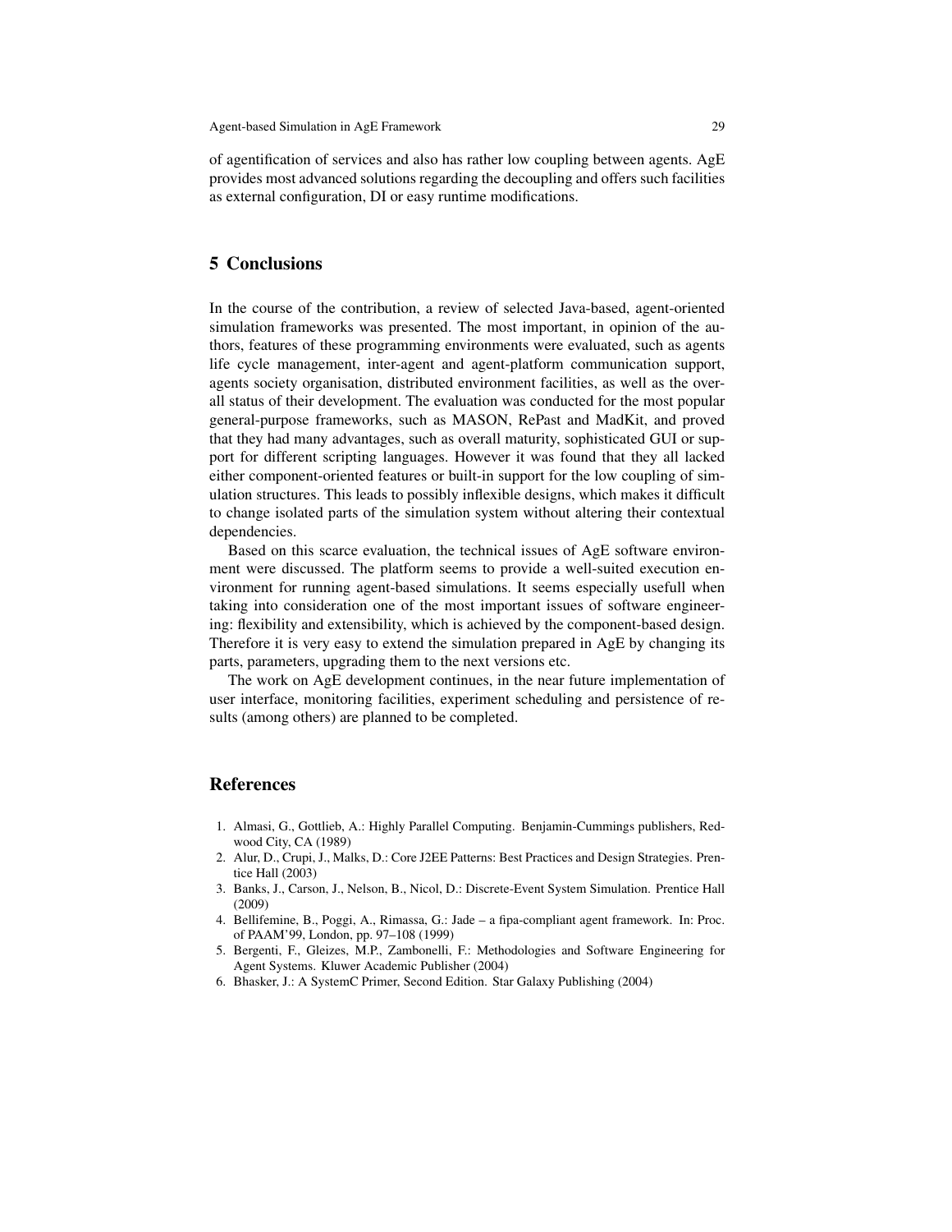of agentification of services and also has rather low coupling between agents. AgE provides most advanced solutions regarding the decoupling and offers such facilities as external configuration, DI or easy runtime modifications.

## 5 Conclusions

In the course of the contribution, a review of selected Java-based, agent-oriented simulation frameworks was presented. The most important, in opinion of the authors, features of these programming environments were evaluated, such as agents life cycle management, inter-agent and agent-platform communication support, agents society organisation, distributed environment facilities, as well as the overall status of their development. The evaluation was conducted for the most popular general-purpose frameworks, such as MASON, RePast and MadKit, and proved that they had many advantages, such as overall maturity, sophisticated GUI or support for different scripting languages. However it was found that they all lacked either component-oriented features or built-in support for the low coupling of simulation structures. This leads to possibly inflexible designs, which makes it difficult to change isolated parts of the simulation system without altering their contextual dependencies.

Based on this scarce evaluation, the technical issues of AgE software environment were discussed. The platform seems to provide a well-suited execution environment for running agent-based simulations. It seems especially usefull when taking into consideration one of the most important issues of software engineering: flexibility and extensibility, which is achieved by the component-based design. Therefore it is very easy to extend the simulation prepared in AgE by changing its parts, parameters, upgrading them to the next versions etc.

The work on AgE development continues, in the near future implementation of user interface, monitoring facilities, experiment scheduling and persistence of results (among others) are planned to be completed.

## References

1. Almasi, G., Gottlieb, A.: Highly Parallel Computing. Benjamin-Cummings publishers, Redwood City, CA (1989)
2. Alur, D., Crupi, J., Malks, D.: Core J2EE Patterns: Best Practices and Design Strategies. Prentice Hall (2003)
3. Banks, J., Carson, J., Nelson, B., Nicol, D.: Discrete-Event System Simulation. Prentice Hall (2009)
4. Bellifemine, B., Poggi, A., Rimassa, G.: Jade – a fipa-compliant agent framework. In: Proc. of PAAM'99, London, pp. 97–108 (1999)
5. Bergenti, F., Gleizes, M.P., Zambonelli, F.: Methodologies and Software Engineering for Agent Systems. Kluwer Academic Publisher (2004)
6. Bhasker, J.: A SystemC Primer, Second Edition. Star Galaxy Publishing (2004)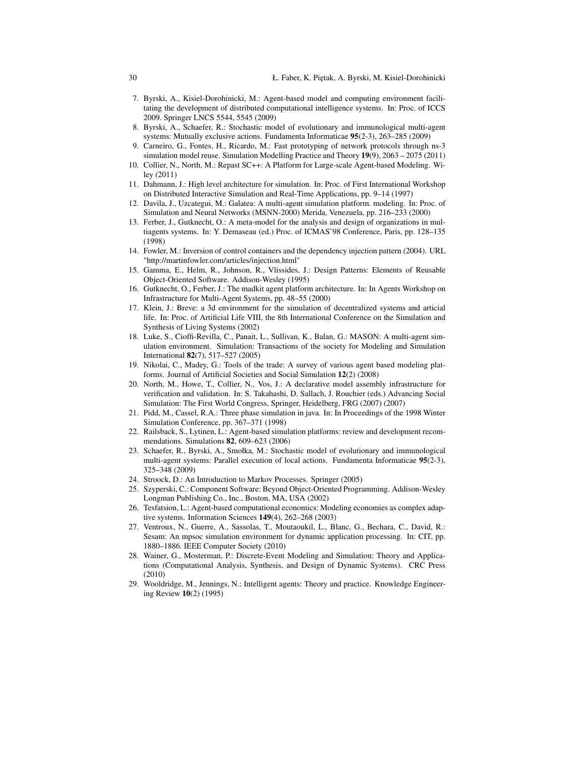7. Byrski, A., Kisiel-Dorohinicki, M.: Agent-based model and computing environment facilitating the development of distributed computational intelligence systems. In: Proc. of ICCS 2009. Springer LNCS 5544, 5545 (2009)
8. Byrski, A., Schaefer, R.: Stochastic model of evolutionary and immunological multi-agent systems: Mutually exclusive actions. Fundamenta Informaticae **95**(2-3), 263–285 (2009)
9. Carneiro, G., Fontes, H., Ricardo, M.: Fast prototyping of network protocols through ns-3 simulation model reuse. Simulation Modelling Practice and Theory **19**(9), 2063 – 2075 (2011)
10. Collier, N., North, M.: Repast SC++: A Platform for Large-scale Agent-based Modeling. Wiley (2011)
11. Dahmann, J.: High level architecture for simulation. In: Proc. of First International Workshop on Distributed Interactive Simulation and Real-Time Applications, pp. 9–14 (1997)
12. Davila, J., Uzcategui, M.: Galatea: A multi-agent simulation platform. modeling. In: Proc. of Simulation and Neural Networks (MSNN-2000) Merida, Venezuela, pp. 216–233 (2000)
13. Ferber, J., Gutknecht, O.: A meta-model for the analysis and design of organizations in multiagents systems. In: Y. Demaseau (ed.) Proc. of ICMAS'98 Conference, Paris, pp. 128–135 (1998)
14. Fowler, M.: Inversion of control containers and the dependency injection pattern (2004). URL "http://martinfowler.com/articles/injection.html"
15. Gamma, E., Helm, R., Johnson, R., Vlissides, J.: Design Patterns: Elements of Reusable Object-Oriented Software. Addison-Wesley (1995)
16. Gutknecht, O., Ferber, J.: The madkit agent platform architecture. In: In Agents Workshop on Infrastructure for Multi-Agent Systems, pp. 48–55 (2000)
17. Klein, J.: Breve: a 3d environment for the simulation of decentralized systems and articial life. In: Proc. of Artificial Life VIII, the 8th International Conference on the Simulation and Synthesis of Living Systems (2002)
18. Luke, S., Cioffi-Revilla, C., Panait, L., Sullivan, K., Balan, G.: MASON: A multi-agent simulation environment. Simulation: Transactions of the society for Modeling and Simulation International **82**(7), 517–527 (2005)
19. Nikolai, C., Madey, G.: Tools of the trade: A survey of various agent based modeling platforms. Journal of Artificial Societies and Social Simulation **12**(2) (2008)
20. North, M., Howe, T., Collier, N., Vos, J.: A declarative model assembly infrastructure for verification and validation. In: S. Takahashi, D. Sallach, J. Rouchier (eds.) Advancing Social Simulation: The First World Congress, Springer, Heidelberg, FRG (2007) (2007)
21. Pidd, M., Cassel, R.A.: Three phase simulation in java. In: In Proceedings of the 1998 Winter Simulation Conference, pp. 367–371 (1998)
22. Railsback, S., Lytinen, L.: Agent-based simulation platforms: review and development recommendations. Simulations **82**, 609–623 (2006)
23. Schaefer, R., Byrski, A., Smołka, M.: Stochastic model of evolutionary and immunological multi-agent systems: Parallel execution of local actions. Fundamenta Informaticae **95**(2-3), 325–348 (2009)
24. Stroock, D.: An Introduction to Markov Processes. Springer (2005)
25. Szyperski, C.: Component Software: Beyond Object-Oriented Programming. Addison-Wesley Longman Publishing Co., Inc., Boston, MA, USA (2002)
26. Tesfatsion, L.: Agent-based computational economics: Modeling economies as complex adaptive systems. Information Sciences **149**(4), 262–268 (2003)
27. Ventroux, N., Guerre, A., Sassolas, T., Moutaoukil, L., Blanc, G., Bechara, C., David, R.: Sesam: An mpsoc simulation environment for dynamic application processing. In: CIT, pp. 1880–1886. IEEE Computer Society (2010)
28. Wainer, G., Mosterman, P.: Discrete-Event Modeling and Simulation: Theory and Applications (Computational Analysis, Synthesis, and Design of Dynamic Systems). CRC Press (2010)
29. Wooldridge, M., Jennings, N.: Intelligent agents: Theory and practice. Knowledge Engineering Review **10**(2) (1995)